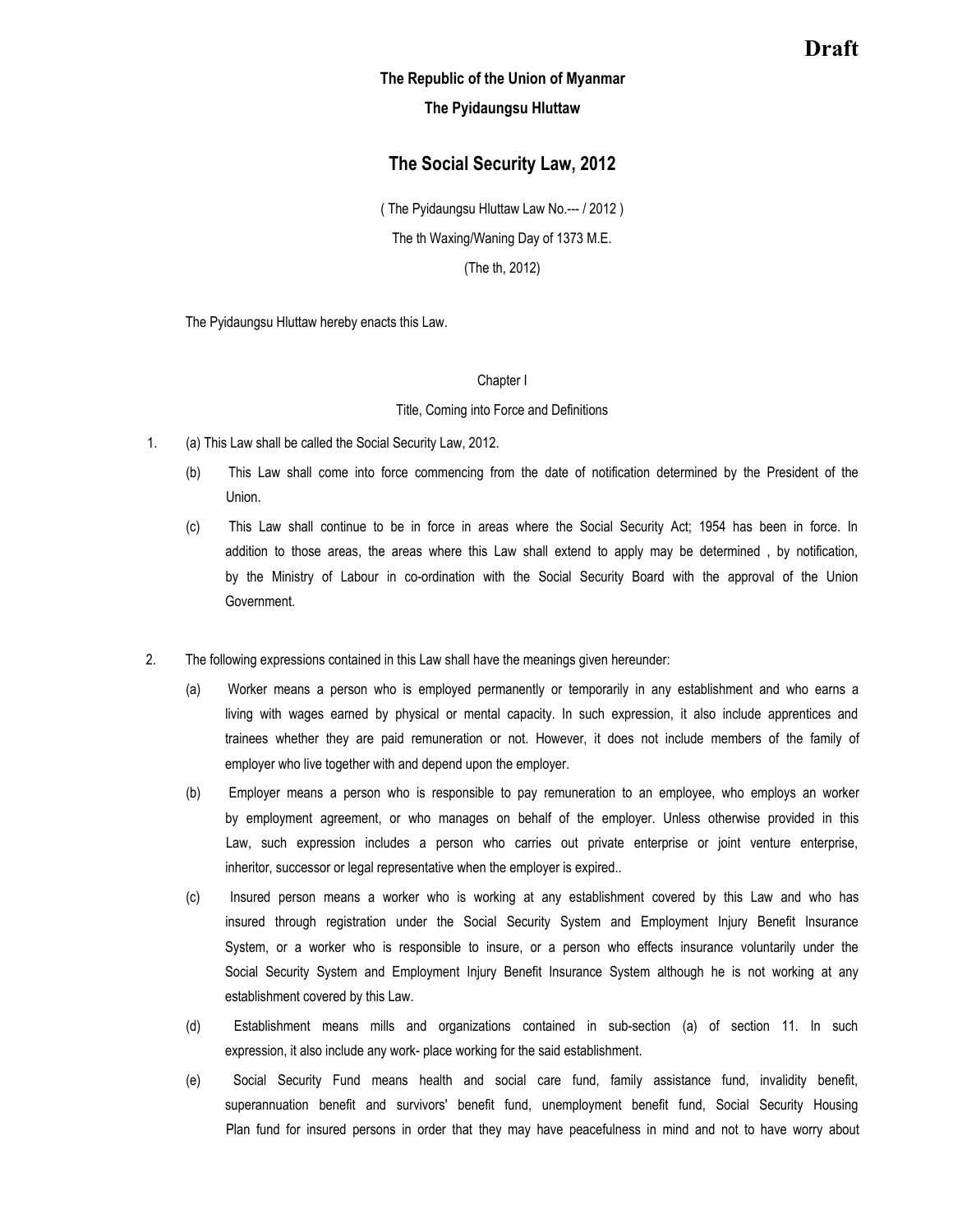**Draft**

**The Republic of the Union of Myanmar**

**The Pyidaungsu Hluttaw**

# The Social Security Law, 2012

( The Pyidaungsu Hluttaw Law No.--- / 2012 )

The th Waxing/Waning Day of 1373 M.E.

(The th, 2012)

The Pyidaungsu Hluttaw hereby enacts this Law.

## Chapter I

## Title, Coming into Force and Definitions

1. (a) This Law shall be called the Social Security Law, 2012.

   (b) This Law shall come into force commencing from the date of notification determined by the President of the Union.

   (c) This Law shall continue to be in force in areas where the Social Security Act; 1954 has been in force. In addition to those areas, the areas where this Law shall extend to apply may be determined , by notification, by the Ministry of Labour in co-ordination with the Social Security Board with the approval of the Union Government.

2. The following expressions contained in this Law shall have the meanings given hereunder:

   (a) Worker means a person who is employed permanently or temporarily in any establishment and who earns a living with wages earned by physical or mental capacity. In such expression, it also include apprentices and trainees whether they are paid remuneration or not. However, it does not include members of the family of employer who live together with and depend upon the employer.

   (b) Employer means a person who is responsible to pay remuneration to an employee, who employs an worker by employment agreement, or who manages on behalf of the employer. Unless otherwise provided in this Law, such expression includes a person who carries out private enterprise or joint venture enterprise, inheritor, successor or legal representative when the employer is expired..

   (c) Insured person means a worker who is working at any establishment covered by this Law and who has insured through registration under the Social Security System and Employment Injury Benefit Insurance System, or a worker who is responsible to insure, or a person who effects insurance voluntarily under the Social Security System and Employment Injury Benefit Insurance System although he is not working at any establishment covered by this Law.

   (d) Establishment means mills and organizations contained in sub-section (a) of section 11. In such expression, it also include any work- place working for the said establishment.

   (e) Social Security Fund means health and social care fund, family assistance fund, invalidity benefit, superannuation benefit and survivors' benefit fund, unemployment benefit fund, Social Security Housing Plan fund for insured persons in order that they may have peacefulness in mind and not to have worry about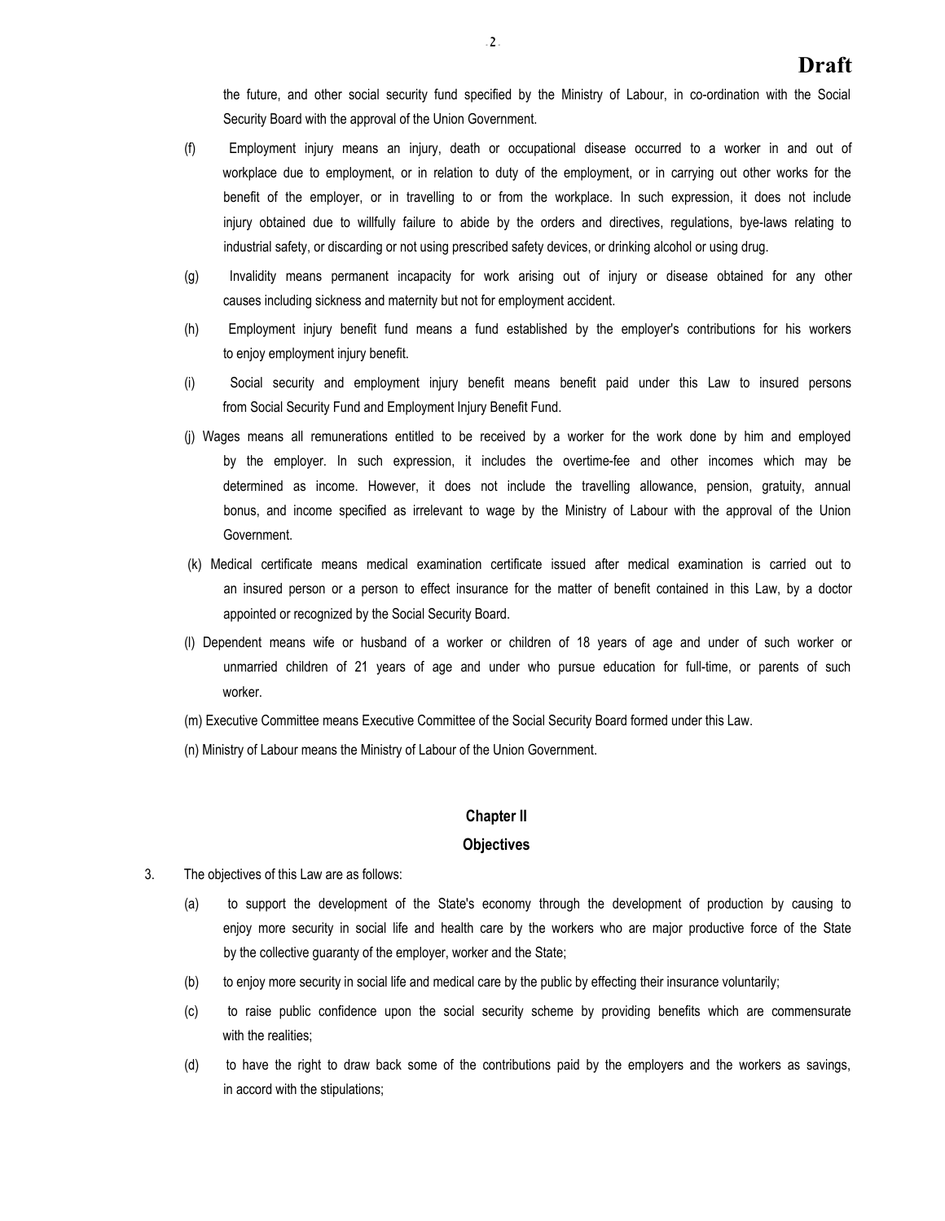the future, and other social security fund specified by the Ministry of Labour, in co-ordination with the Social Security Board with the approval of the Union Government.

(f) Employment injury means an injury, death or occupational disease occurred to a worker in and out of workplace due to employment, or in relation to duty of the employment, or in carrying out other works for the benefit of the employer, or in travelling to or from the workplace. In such expression, it does not include injury obtained due to willfully failure to abide by the orders and directives, regulations, bye-laws relating to industrial safety, or discarding or not using prescribed safety devices, or drinking alcohol or using drug.

(g) Invalidity means permanent incapacity for work arising out of injury or disease obtained for any other causes including sickness and maternity but not for employment accident.

(h) Employment injury benefit fund means a fund established by the employer's contributions for his workers to enjoy employment injury benefit.

(i) Social security and employment injury benefit means benefit paid under this Law to insured persons from Social Security Fund and Employment Injury Benefit Fund.

(j) Wages means all remunerations entitled to be received by a worker for the work done by him and employed by the employer. In such expression, it includes the overtime-fee and other incomes which may be determined as income. However, it does not include the travelling allowance, pension, gratuity, annual bonus, and income specified as irrelevant to wage by the Ministry of Labour with the approval of the Union Government.

(k) Medical certificate means medical examination certificate issued after medical examination is carried out to an insured person or a person to effect insurance for the matter of benefit contained in this Law, by a doctor appointed or recognized by the Social Security Board.

(l) Dependent means wife or husband of a worker or children of 18 years of age and under of such worker or unmarried children of 21 years of age and under who pursue education for full-time, or parents of such worker.

(m) Executive Committee means Executive Committee of the Social Security Board formed under this Law.

(n) Ministry of Labour means the Ministry of Labour of the Union Government.

## Chapter II

## Objectives

3. The objectives of this Law are as follows:

   (a) to support the development of the State's economy through the development of production by causing to enjoy more security in social life and health care by the workers who are major productive force of the State by the collective guaranty of the employer, worker and the State;

   (b) to enjoy more security in social life and medical care by the public by effecting their insurance voluntarily;

   (c) to raise public confidence upon the social security scheme by providing benefits which are commensurate with the realities;

   (d) to have the right to draw back some of the contributions paid by the employers and the workers as savings, in accord with the stipulations;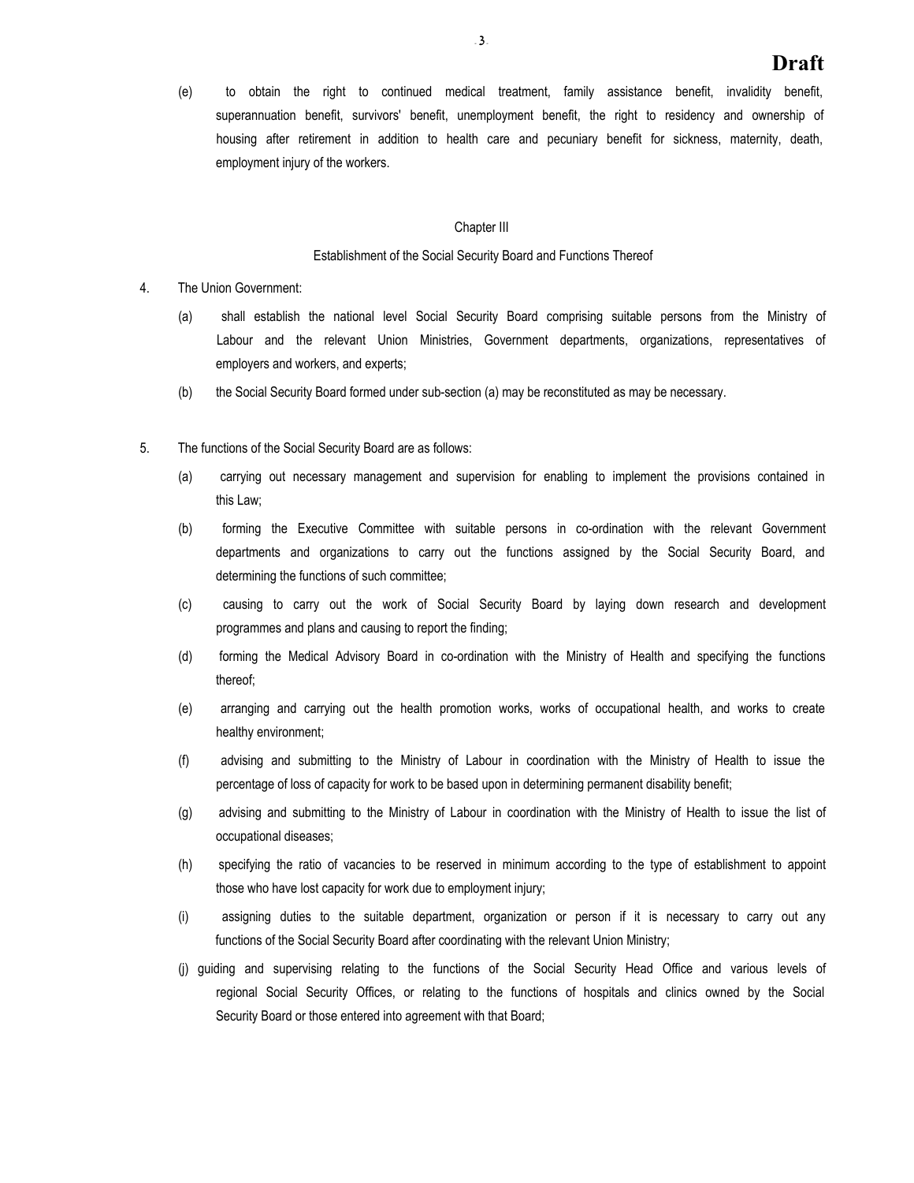(e) to obtain the right to continued medical treatment, family assistance benefit, invalidity benefit, superannuation benefit, survivors' benefit, unemployment benefit, the right to residency and ownership of housing after retirement in addition to health care and pecuniary benefit for sickness, maternity, death, employment injury of the workers.

## Chapter III

### Establishment of the Social Security Board and Functions Thereof

4. The Union Government:

   (a) shall establish the national level Social Security Board comprising suitable persons from the Ministry of Labour and the relevant Union Ministries, Government departments, organizations, representatives of employers and workers, and experts;

   (b) the Social Security Board formed under sub-section (a) may be reconstituted as may be necessary.

5. The functions of the Social Security Board are as follows:

   (a) carrying out necessary management and supervision for enabling to implement the provisions contained in this Law;

   (b) forming the Executive Committee with suitable persons in co-ordination with the relevant Government departments and organizations to carry out the functions assigned by the Social Security Board, and determining the functions of such committee;

   (c) causing to carry out the work of Social Security Board by laying down research and development programmes and plans and causing to report the finding;

   (d) forming the Medical Advisory Board in co-ordination with the Ministry of Health and specifying the functions thereof;

   (e) arranging and carrying out the health promotion works, works of occupational health, and works to create healthy environment;

   (f) advising and submitting to the Ministry of Labour in coordination with the Ministry of Health to issue the percentage of loss of capacity for work to be based upon in determining permanent disability benefit;

   (g) advising and submitting to the Ministry of Labour in coordination with the Ministry of Health to issue the list of occupational diseases;

   (h) specifying the ratio of vacancies to be reserved in minimum according to the type of establishment to appoint those who have lost capacity for work due to employment injury;

   (i) assigning duties to the suitable department, organization or person if it is necessary to carry out any functions of the Social Security Board after coordinating with the relevant Union Ministry;

   (j) guiding and supervising relating to the functions of the Social Security Head Office and various levels of regional Social Security Offices, or relating to the functions of hospitals and clinics owned by the Social Security Board or those entered into agreement with that Board;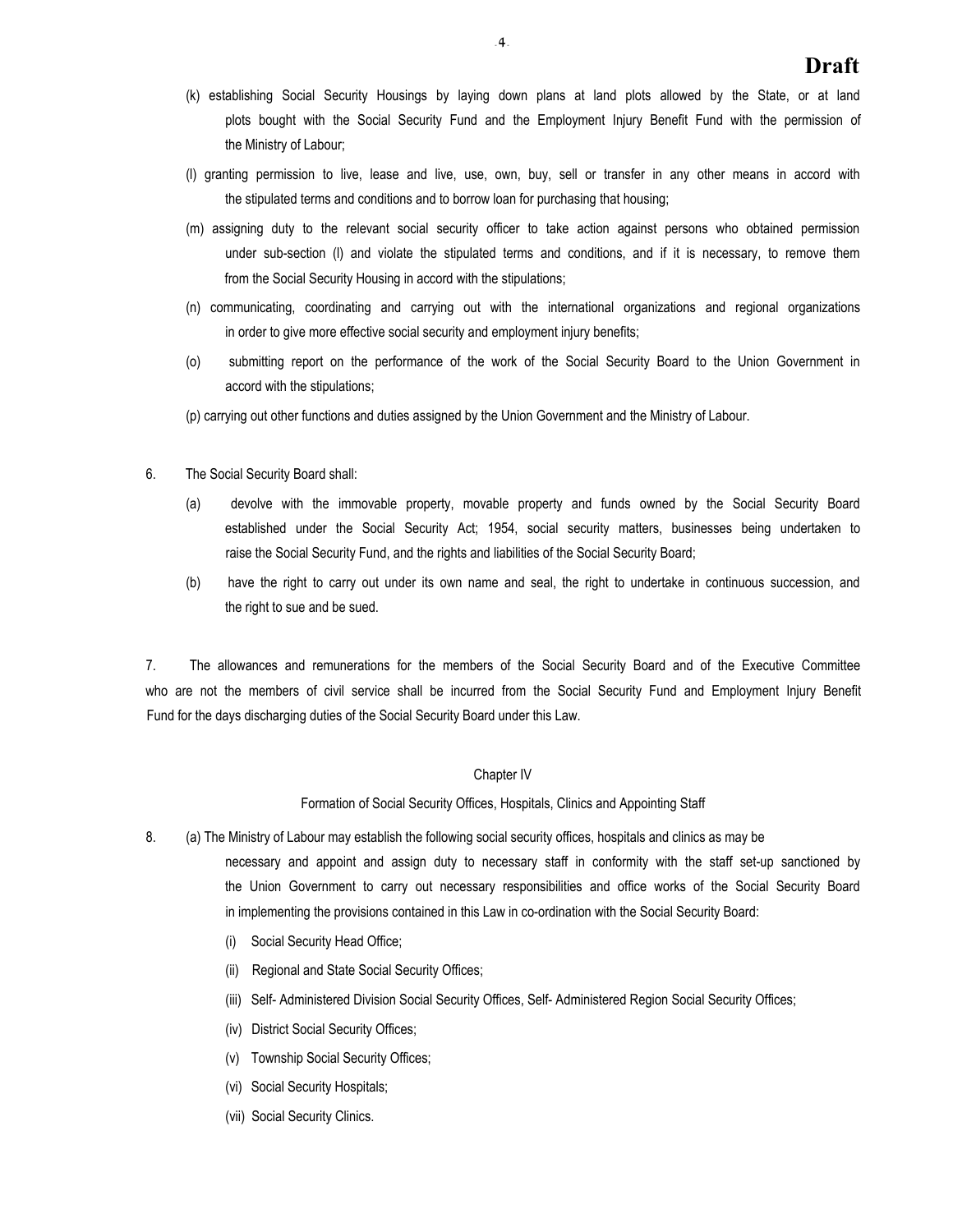**Draft**

(k) establishing Social Security Housings by laying down plans at land plots allowed by the State, or at land plots bought with the Social Security Fund and the Employment Injury Benefit Fund with the permission of the Ministry of Labour;

(l) granting permission to live, lease and live, use, own, buy, sell or transfer in any other means in accord with the stipulated terms and conditions and to borrow loan for purchasing that housing;

(m) assigning duty to the relevant social security officer to take action against persons who obtained permission under sub-section (l) and violate the stipulated terms and conditions, and if it is necessary, to remove them from the Social Security Housing in accord with the stipulations;

(n) communicating, coordinating and carrying out with the international organizations and regional organizations in order to give more effective social security and employment injury benefits;

(o) submitting report on the performance of the work of the Social Security Board to the Union Government in accord with the stipulations;

(p) carrying out other functions and duties assigned by the Union Government and the Ministry of Labour.

6. The Social Security Board shall:

(a) devolve with the immovable property, movable property and funds owned by the Social Security Board established under the Social Security Act; 1954, social security matters, businesses being undertaken to raise the Social Security Fund, and the rights and liabilities of the Social Security Board;

(b) have the right to carry out under its own name and seal, the right to undertake in continuous succession, and the right to sue and be sued.

7. The allowances and remunerations for the members of the Social Security Board and of the Executive Committee who are not the members of civil service shall be incurred from the Social Security Fund and Employment Injury Benefit Fund for the days discharging duties of the Social Security Board under this Law.

## Chapter IV

### Formation of Social Security Offices, Hospitals, Clinics and Appointing Staff

8. (a) The Ministry of Labour may establish the following social security offices, hospitals and clinics as may be necessary and appoint and assign duty to necessary staff in conformity with the staff set-up sanctioned by the Union Government to carry out necessary responsibilities and office works of the Social Security Board in implementing the provisions contained in this Law in co-ordination with the Social Security Board:

(i) Social Security Head Office;

(ii) Regional and State Social Security Offices;

(iii) Self- Administered Division Social Security Offices, Self- Administered Region Social Security Offices;

(iv) District Social Security Offices;

(v) Township Social Security Offices;

(vi) Social Security Hospitals;

(vii) Social Security Clinics.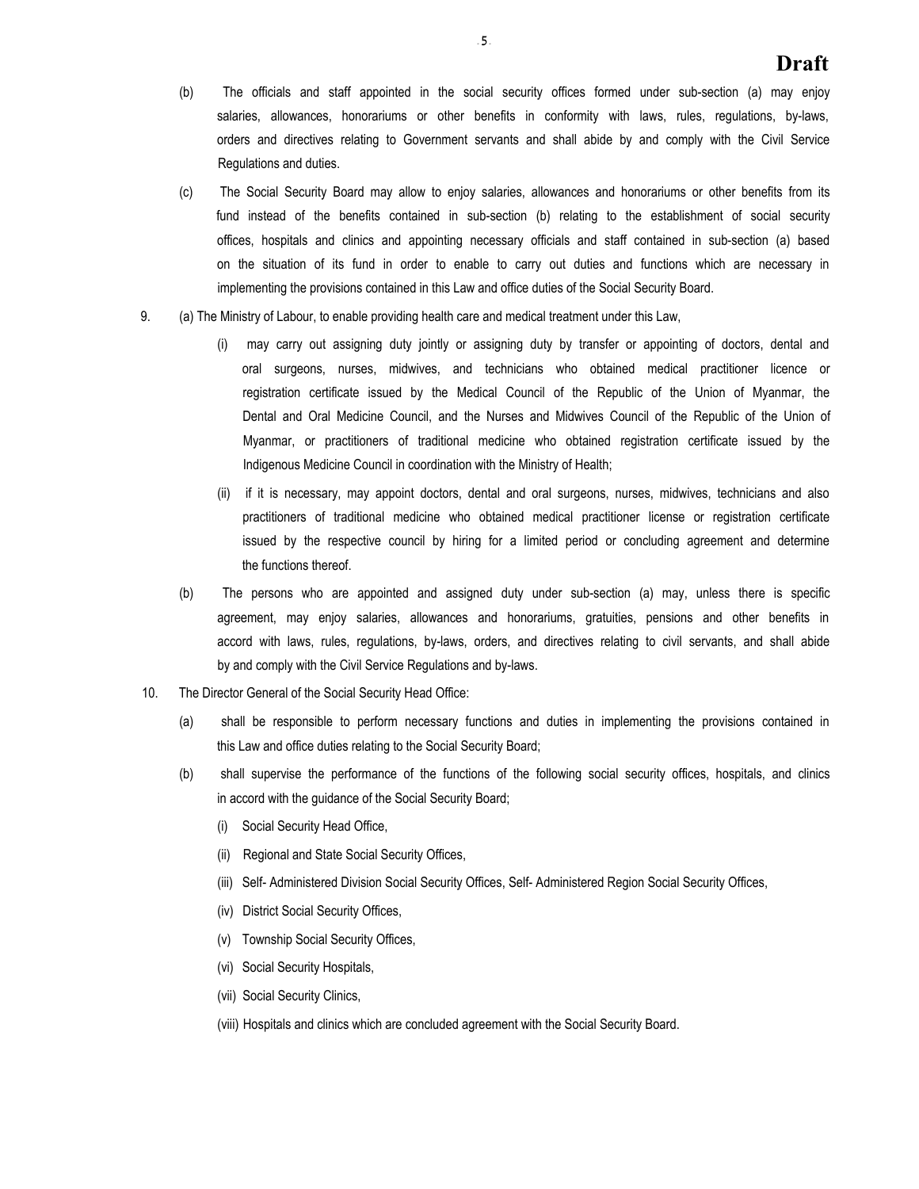(b) The officials and staff appointed in the social security offices formed under sub-section (a) may enjoy salaries, allowances, honorariums or other benefits in conformity with laws, rules, regulations, by-laws, orders and directives relating to Government servants and shall abide by and comply with the Civil Service Regulations and duties.

(c) The Social Security Board may allow to enjoy salaries, allowances and honorariums or other benefits from its fund instead of the benefits contained in sub-section (b) relating to the establishment of social security offices, hospitals and clinics and appointing necessary officials and staff contained in sub-section (a) based on the situation of its fund in order to enable to carry out duties and functions which are necessary in implementing the provisions contained in this Law and office duties of the Social Security Board.

9. (a) The Ministry of Labour, to enable providing health care and medical treatment under this Law,

   (i) may carry out assigning duty jointly or assigning duty by transfer or appointing of doctors, dental and oral surgeons, nurses, midwives, and technicians who obtained medical practitioner licence or registration certificate issued by the Medical Council of the Republic of the Union of Myanmar, the Dental and Oral Medicine Council, and the Nurses and Midwives Council of the Republic of the Union of Myanmar, or practitioners of traditional medicine who obtained registration certificate issued by the Indigenous Medicine Council in coordination with the Ministry of Health;

   (ii) if it is necessary, may appoint doctors, dental and oral surgeons, nurses, midwives, technicians and also practitioners of traditional medicine who obtained medical practitioner license or registration certificate issued by the respective council by hiring for a limited period or concluding agreement and determine the functions thereof.

(b) The persons who are appointed and assigned duty under sub-section (a) may, unless there is specific agreement, may enjoy salaries, allowances and honorariums, gratuities, pensions and other benefits in accord with laws, rules, regulations, by-laws, orders, and directives relating to civil servants, and shall abide by and comply with the Civil Service Regulations and by-laws.

10. The Director General of the Social Security Head Office:

(a) shall be responsible to perform necessary functions and duties in implementing the provisions contained in this Law and office duties relating to the Social Security Board;

(b) shall supervise the performance of the functions of the following social security offices, hospitals, and clinics in accord with the guidance of the Social Security Board;

   (i) Social Security Head Office,

   (ii) Regional and State Social Security Offices,

   (iii) Self- Administered Division Social Security Offices, Self- Administered Region Social Security Offices,

   (iv) District Social Security Offices,

   (v) Township Social Security Offices,

   (vi) Social Security Hospitals,

   (vii) Social Security Clinics,

   (viii) Hospitals and clinics which are concluded agreement with the Social Security Board.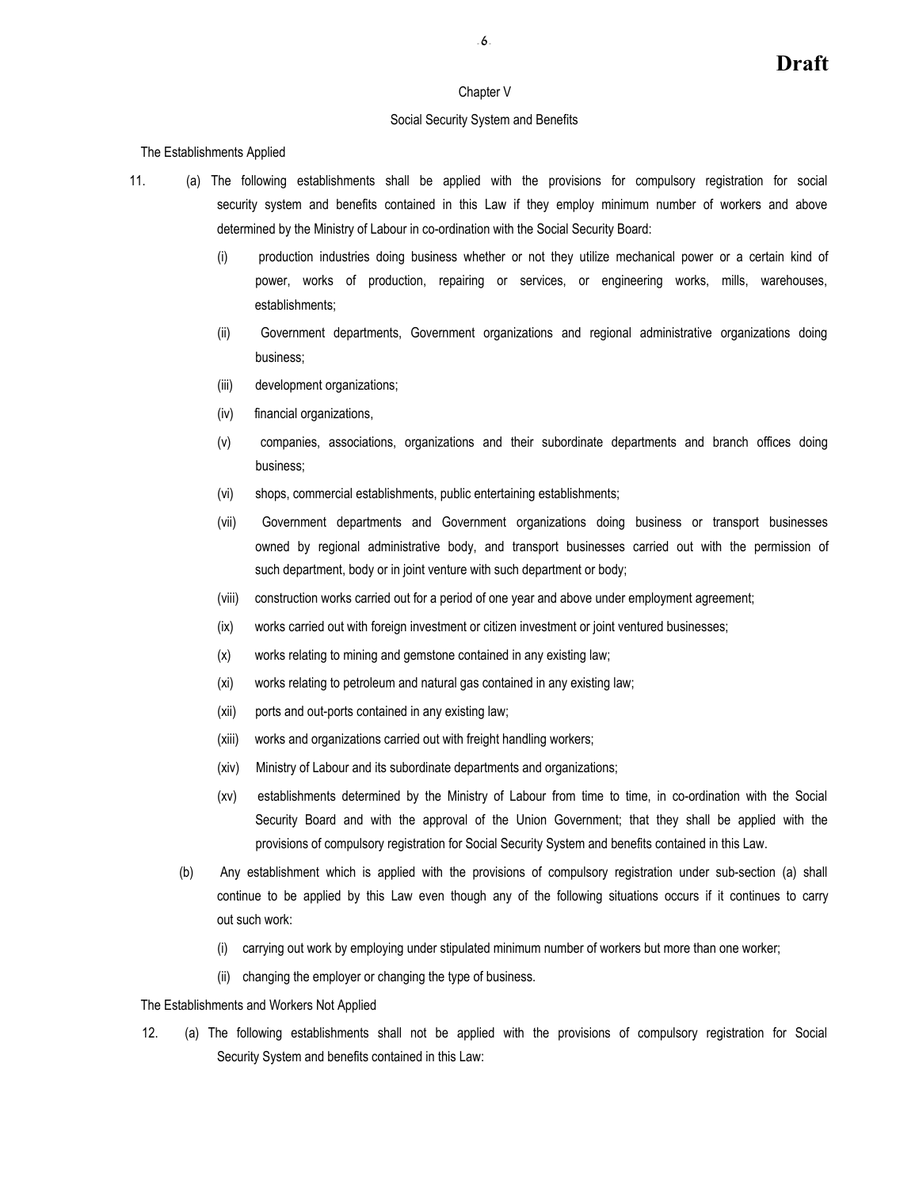**Draft**

## Chapter V

## Social Security System and Benefits

The Establishments Applied

11. (a) The following establishments shall be applied with the provisions for compulsory registration for social security system and benefits contained in this Law if they employ minimum number of workers and above determined by the Ministry of Labour in co-ordination with the Social Security Board:

    (i) production industries doing business whether or not they utilize mechanical power or a certain kind of power, works of production, repairing or services, or engineering works, mills, warehouses, establishments;

    (ii) Government departments, Government organizations and regional administrative organizations doing business;

    (iii) development organizations;

    (iv) financial organizations,

    (v) companies, associations, organizations and their subordinate departments and branch offices doing business;

    (vi) shops, commercial establishments, public entertaining establishments;

    (vii) Government departments and Government organizations doing business or transport businesses owned by regional administrative body, and transport businesses carried out with the permission of such department, body or in joint venture with such department or body;

    (viii) construction works carried out for a period of one year and above under employment agreement;

    (ix) works carried out with foreign investment or citizen investment or joint ventured businesses;

    (x) works relating to mining and gemstone contained in any existing law;

    (xi) works relating to petroleum and natural gas contained in any existing law;

    (xii) ports and out-ports contained in any existing law;

    (xiii) works and organizations carried out with freight handling workers;

    (xiv) Ministry of Labour and its subordinate departments and organizations;

    (xv) establishments determined by the Ministry of Labour from time to time, in co-ordination with the Social Security Board and with the approval of the Union Government; that they shall be applied with the provisions of compulsory registration for Social Security System and benefits contained in this Law.

    (b) Any establishment which is applied with the provisions of compulsory registration under sub-section (a) shall continue to be applied by this Law even though any of the following situations occurs if it continues to carry out such work:

    (i) carrying out work by employing under stipulated minimum number of workers but more than one worker;

    (ii) changing the employer or changing the type of business.

The Establishments and Workers Not Applied

12. (a) The following establishments shall not be applied with the provisions of compulsory registration for Social Security System and benefits contained in this Law: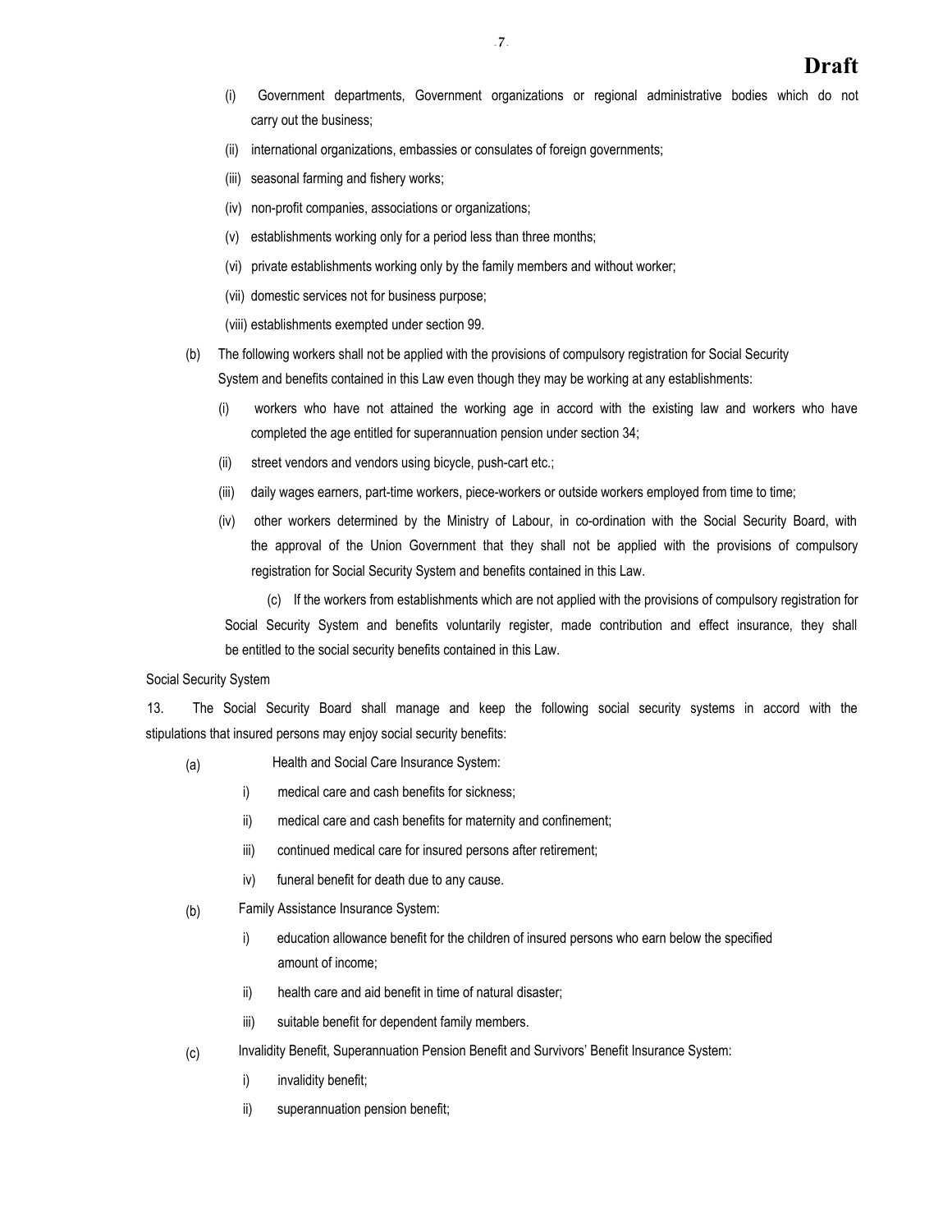**Draft**

(i) Government departments, Government organizations or regional administrative bodies which do not carry out the business;

(ii) international organizations, embassies or consulates of foreign governments;

(iii) seasonal farming and fishery works;

(iv) non-profit companies, associations or organizations;

(v) establishments working only for a period less than three months;

(vi) private establishments working only by the family members and without worker;

(vii) domestic services not for business purpose;

(viii) establishments exempted under section 99.

(b) The following workers shall not be applied with the provisions of compulsory registration for Social Security System and benefits contained in this Law even though they may be working at any establishments:

(i) workers who have not attained the working age in accord with the existing law and workers who have completed the age entitled for superannuation pension under section 34;

(ii) street vendors and vendors using bicycle, push-cart etc.;

(iii) daily wages earners, part-time workers, piece-workers or outside workers employed from time to time;

(iv) other workers determined by the Ministry of Labour, in co-ordination with the Social Security Board, with the approval of the Union Government that they shall not be applied with the provisions of compulsory registration for Social Security System and benefits contained in this Law.

(c) If the workers from establishments which are not applied with the provisions of compulsory registration for Social Security System and benefits voluntarily register, made contribution and effect insurance, they shall be entitled to the social security benefits contained in this Law.

Social Security System

13. The Social Security Board shall manage and keep the following social security systems in accord with the stipulations that insured persons may enjoy social security benefits:

(a) Health and Social Care Insurance System:

i) medical care and cash benefits for sickness;

ii) medical care and cash benefits for maternity and confinement;

iii) continued medical care for insured persons after retirement;

iv) funeral benefit for death due to any cause.

(b) Family Assistance Insurance System:

i) education allowance benefit for the children of insured persons who earn below the specified amount of income;

ii) health care and aid benefit in time of natural disaster;

iii) suitable benefit for dependent family members.

(c) Invalidity Benefit, Superannuation Pension Benefit and Survivors' Benefit Insurance System:

i) invalidity benefit;

ii) superannuation pension benefit;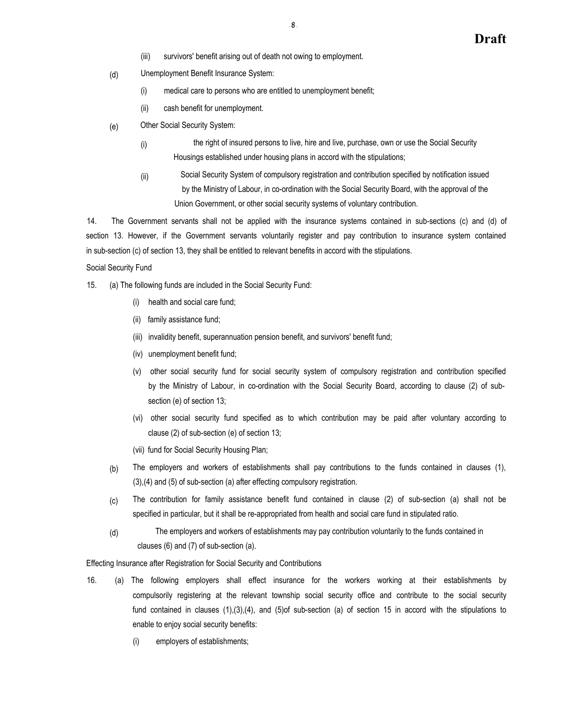(iii) survivors' benefit arising out of death not owing to employment.

(d) Unemployment Benefit Insurance System:

(i) medical care to persons who are entitled to unemployment benefit;

(ii) cash benefit for unemployment.

(e) Other Social Security System:

(i) the right of insured persons to live, hire and live, purchase, own or use the Social Security Housings established under housing plans in accord with the stipulations;

(ii) Social Security System of compulsory registration and contribution specified by notification issued by the Ministry of Labour, in co-ordination with the Social Security Board, with the approval of the Union Government, or other social security systems of voluntary contribution.

14. The Government servants shall not be applied with the insurance systems contained in sub-sections (c) and (d) of section 13. However, if the Government servants voluntarily register and pay contribution to insurance system contained in sub-section (c) of section 13, they shall be entitled to relevant benefits in accord with the stipulations.

Social Security Fund

15. (a) The following funds are included in the Social Security Fund:

(i) health and social care fund;

(ii) family assistance fund;

(iii) invalidity benefit, superannuation pension benefit, and survivors' benefit fund;

(iv) unemployment benefit fund;

(v) other social security fund for social security system of compulsory registration and contribution specified by the Ministry of Labour, in co-ordination with the Social Security Board, according to clause (2) of sub-section (e) of section 13;

(vi) other social security fund specified as to which contribution may be paid after voluntary according to clause (2) of sub-section (e) of section 13;

(vii) fund for Social Security Housing Plan;

(b) The employers and workers of establishments shall pay contributions to the funds contained in clauses (1), (3),(4) and (5) of sub-section (a) after effecting compulsory registration.

(c) The contribution for family assistance benefit fund contained in clause (2) of sub-section (a) shall not be specified in particular, but it shall be re-appropriated from health and social care fund in stipulated ratio.

(d) The employers and workers of establishments may pay contribution voluntarily to the funds contained in clauses (6) and (7) of sub-section (a).

Effecting Insurance after Registration for Social Security and Contributions

16. (a) The following employers shall effect insurance for the workers working at their establishments by compulsorily registering at the relevant township social security office and contribute to the social security fund contained in clauses (1),(3),(4), and (5)of sub-section (a) of section 15 in accord with the stipulations to enable to enjoy social security benefits:

(i) employers of establishments;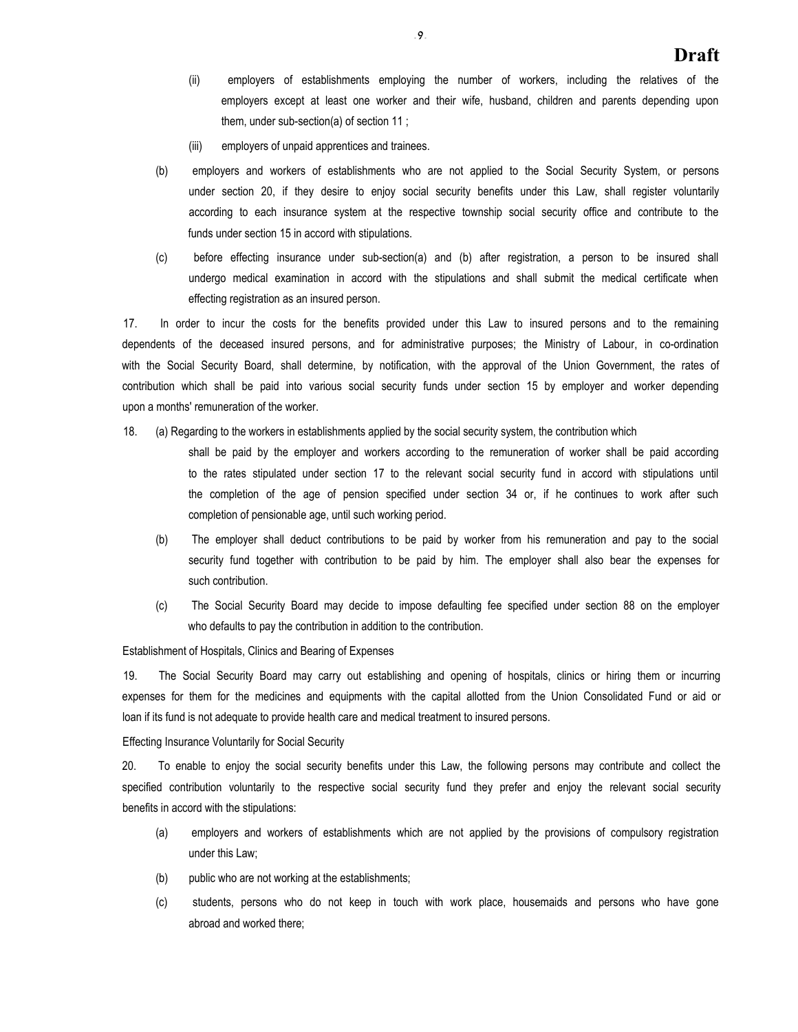(ii) employers of establishments employing the number of workers, including the relatives of the employers except at least one worker and their wife, husband, children and parents depending upon them, under sub-section(a) of section 11 ;

(iii) employers of unpaid apprentices and trainees.

(b) employers and workers of establishments who are not applied to the Social Security System, or persons under section 20, if they desire to enjoy social security benefits under this Law, shall register voluntarily according to each insurance system at the respective township social security office and contribute to the funds under section 15 in accord with stipulations.

(c) before effecting insurance under sub-section(a) and (b) after registration, a person to be insured shall undergo medical examination in accord with the stipulations and shall submit the medical certificate when effecting registration as an insured person.

17. In order to incur the costs for the benefits provided under this Law to insured persons and to the remaining dependents of the deceased insured persons, and for administrative purposes; the Ministry of Labour, in co-ordination with the Social Security Board, shall determine, by notification, with the approval of the Union Government, the rates of contribution which shall be paid into various social security funds under section 15 by employer and worker depending upon a months' remuneration of the worker.

18. (a) Regarding to the workers in establishments applied by the social security system, the contribution which shall be paid by the employer and workers according to the remuneration of worker shall be paid according to the rates stipulated under section 17 to the relevant social security fund in accord with stipulations until the completion of the age of pension specified under section 34 or, if he continues to work after such completion of pensionable age, until such working period.

(b) The employer shall deduct contributions to be paid by worker from his remuneration and pay to the social security fund together with contribution to be paid by him. The employer shall also bear the expenses for such contribution.

(c) The Social Security Board may decide to impose defaulting fee specified under section 88 on the employer who defaults to pay the contribution in addition to the contribution.

Establishment of Hospitals, Clinics and Bearing of Expenses

19. The Social Security Board may carry out establishing and opening of hospitals, clinics or hiring them or incurring expenses for them for the medicines and equipments with the capital allotted from the Union Consolidated Fund or aid or loan if its fund is not adequate to provide health care and medical treatment to insured persons.

Effecting Insurance Voluntarily for Social Security

20. To enable to enjoy the social security benefits under this Law, the following persons may contribute and collect the specified contribution voluntarily to the respective social security fund they prefer and enjoy the relevant social security benefits in accord with the stipulations:

(a) employers and workers of establishments which are not applied by the provisions of compulsory registration under this Law;

(b) public who are not working at the establishments;

(c) students, persons who do not keep in touch with work place, housemaids and persons who have gone abroad and worked there;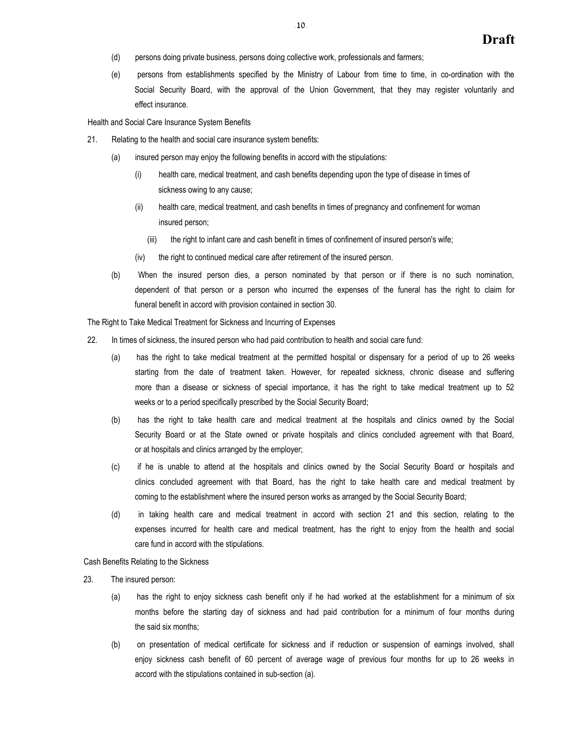**Draft**

(d) persons doing private business, persons doing collective work, professionals and farmers;

(e) persons from establishments specified by the Ministry of Labour from time to time, in co-ordination with the Social Security Board, with the approval of the Union Government, that they may register voluntarily and effect insurance.

Health and Social Care Insurance System Benefits

21. Relating to the health and social care insurance system benefits:

(a) insured person may enjoy the following benefits in accord with the stipulations:

(i) health care, medical treatment, and cash benefits depending upon the type of disease in times of sickness owing to any cause;

(ii) health care, medical treatment, and cash benefits in times of pregnancy and confinement for woman insured person;

(iii) the right to infant care and cash benefit in times of confinement of insured person's wife;

(iv) the right to continued medical care after retirement of the insured person.

(b) When the insured person dies, a person nominated by that person or if there is no such nomination, dependent of that person or a person who incurred the expenses of the funeral has the right to claim for funeral benefit in accord with provision contained in section 30.

The Right to Take Medical Treatment for Sickness and Incurring of Expenses

22. In times of sickness, the insured person who had paid contribution to health and social care fund:

(a) has the right to take medical treatment at the permitted hospital or dispensary for a period of up to 26 weeks starting from the date of treatment taken. However, for repeated sickness, chronic disease and suffering more than a disease or sickness of special importance, it has the right to take medical treatment up to 52 weeks or to a period specifically prescribed by the Social Security Board;

(b) has the right to take health care and medical treatment at the hospitals and clinics owned by the Social Security Board or at the State owned or private hospitals and clinics concluded agreement with that Board, or at hospitals and clinics arranged by the employer;

(c) if he is unable to attend at the hospitals and clinics owned by the Social Security Board or hospitals and clinics concluded agreement with that Board, has the right to take health care and medical treatment by coming to the establishment where the insured person works as arranged by the Social Security Board;

(d) in taking health care and medical treatment in accord with section 21 and this section, relating to the expenses incurred for health care and medical treatment, has the right to enjoy from the health and social care fund in accord with the stipulations.

Cash Benefits Relating to the Sickness

23. The insured person:

(a) has the right to enjoy sickness cash benefit only if he had worked at the establishment for a minimum of six months before the starting day of sickness and had paid contribution for a minimum of four months during the said six months;

(b) on presentation of medical certificate for sickness and if reduction or suspension of earnings involved, shall enjoy sickness cash benefit of 60 percent of average wage of previous four months for up to 26 weeks in accord with the stipulations contained in sub-section (a).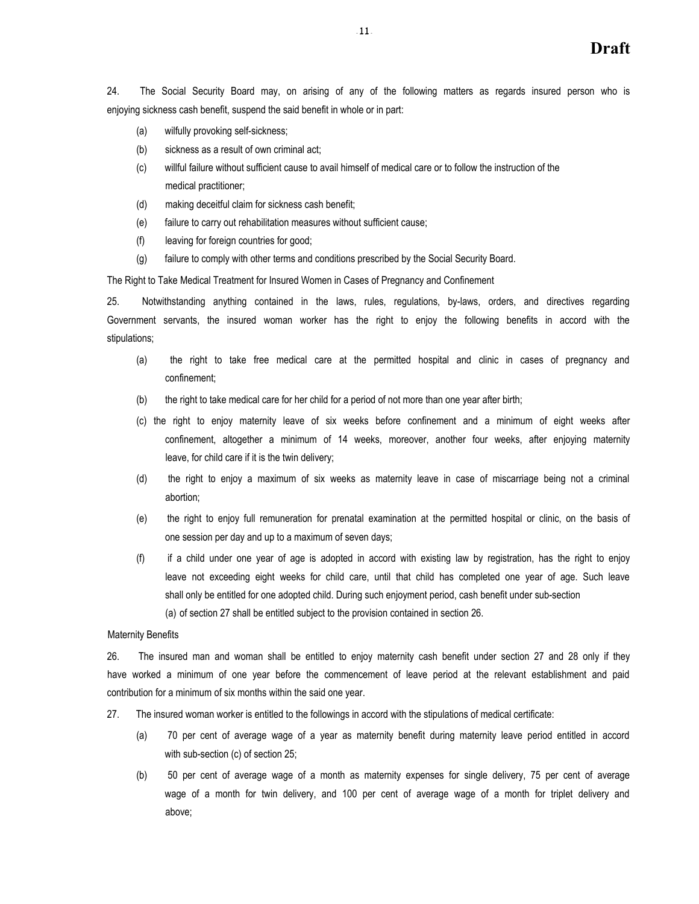**Draft**

24. The Social Security Board may, on arising of any of the following matters as regards insured person who is enjoying sickness cash benefit, suspend the said benefit in whole or in part:

(a) wilfully provoking self-sickness;

(b) sickness as a result of own criminal act;

(c) willful failure without sufficient cause to avail himself of medical care or to follow the instruction of the medical practitioner;

(d) making deceitful claim for sickness cash benefit;

(e) failure to carry out rehabilitation measures without sufficient cause;

(f) leaving for foreign countries for good;

(g) failure to comply with other terms and conditions prescribed by the Social Security Board.

The Right to Take Medical Treatment for Insured Women in Cases of Pregnancy and Confinement

25. Notwithstanding anything contained in the laws, rules, regulations, by-laws, orders, and directives regarding Government servants, the insured woman worker has the right to enjoy the following benefits in accord with the stipulations;

(a) the right to take free medical care at the permitted hospital and clinic in cases of pregnancy and confinement;

(b) the right to take medical care for her child for a period of not more than one year after birth;

(c) the right to enjoy maternity leave of six weeks before confinement and a minimum of eight weeks after confinement, altogether a minimum of 14 weeks, moreover, another four weeks, after enjoying maternity leave, for child care if it is the twin delivery;

(d) the right to enjoy a maximum of six weeks as maternity leave in case of miscarriage being not a criminal abortion;

(e) the right to enjoy full remuneration for prenatal examination at the permitted hospital or clinic, on the basis of one session per day and up to a maximum of seven days;

(f) if a child under one year of age is adopted in accord with existing law by registration, has the right to enjoy leave not exceeding eight weeks for child care, until that child has completed one year of age. Such leave shall only be entitled for one adopted child. During such enjoyment period, cash benefit under sub-section (a) of section 27 shall be entitled subject to the provision contained in section 26.

Maternity Benefits

26. The insured man and woman shall be entitled to enjoy maternity cash benefit under section 27 and 28 only if they have worked a minimum of one year before the commencement of leave period at the relevant establishment and paid contribution for a minimum of six months within the said one year.

27. The insured woman worker is entitled to the followings in accord with the stipulations of medical certificate:

(a) 70 per cent of average wage of a year as maternity benefit during maternity leave period entitled in accord with sub-section (c) of section 25;

(b) 50 per cent of average wage of a month as maternity expenses for single delivery, 75 per cent of average wage of a month for twin delivery, and 100 per cent of average wage of a month for triplet delivery and above;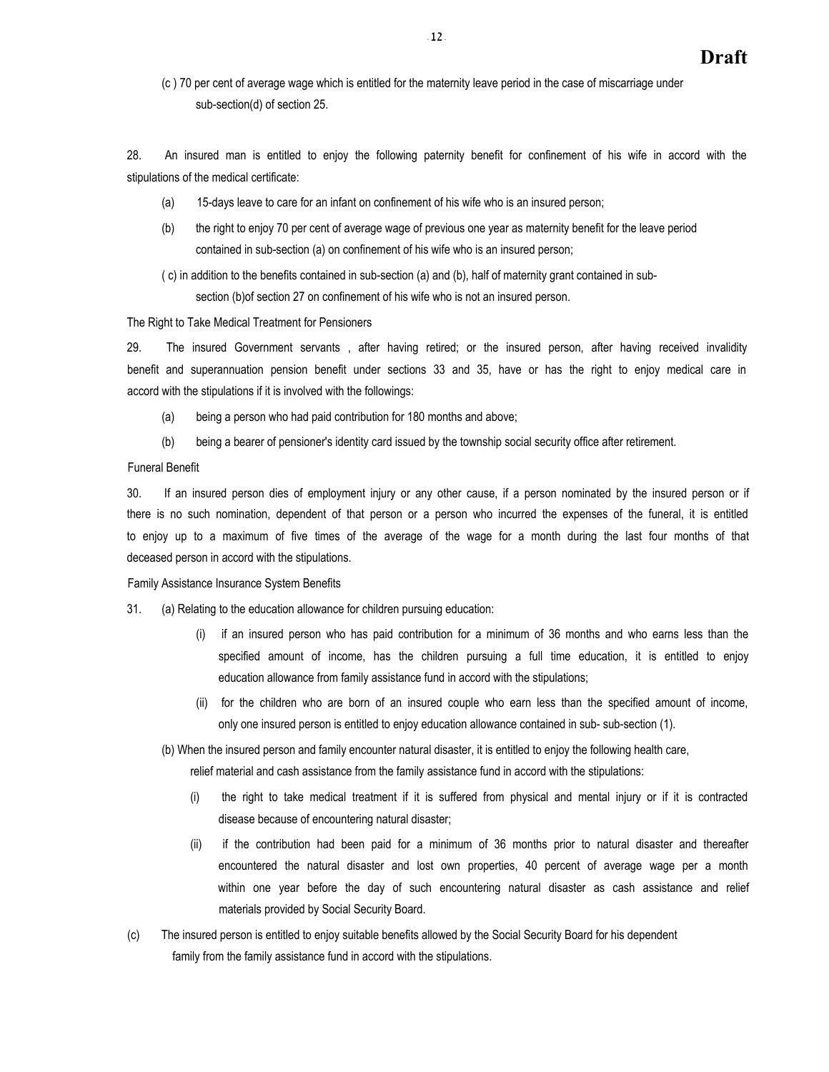(c ) 70 per cent of average wage which is entitled for the maternity leave period in the case of miscarriage under sub-section(d) of section 25.

28. An insured man is entitled to enjoy the following paternity benefit for confinement of his wife in accord with the stipulations of the medical certificate:

(a) 15-days leave to care for an infant on confinement of his wife who is an insured person;

(b) the right to enjoy 70 per cent of average wage of previous one year as maternity benefit for the leave period contained in sub-section (a) on confinement of his wife who is an insured person;

( c) in addition to the benefits contained in sub-section (a) and (b), half of maternity grant contained in sub-section (b)of section 27 on confinement of his wife who is not an insured person.

The Right to Take Medical Treatment for Pensioners

29. The insured Government servants , after having retired; or the insured person, after having received invalidity benefit and superannuation pension benefit under sections 33 and 35, have or has the right to enjoy medical care in accord with the stipulations if it is involved with the followings:

(a) being a person who had paid contribution for 180 months and above;

(b) being a bearer of pensioner's identity card issued by the township social security office after retirement.

Funeral Benefit

30. If an insured person dies of employment injury or any other cause, if a person nominated by the insured person or if there is no such nomination, dependent of that person or a person who incurred the expenses of the funeral, it is entitled to enjoy up to a maximum of five times of the average of the wage for a month during the last four months of that deceased person in accord with the stipulations.

Family Assistance Insurance System Benefits

31. (a) Relating to the education allowance for children pursuing education:

(i) if an insured person who has paid contribution for a minimum of 36 months and who earns less than the specified amount of income, has the children pursuing a full time education, it is entitled to enjoy education allowance from family assistance fund in accord with the stipulations;

(ii) for the children who are born of an insured couple who earn less than the specified amount of income, only one insured person is entitled to enjoy education allowance contained in sub- sub-section (1).

(b) When the insured person and family encounter natural disaster, it is entitled to enjoy the following health care, relief material and cash assistance from the family assistance fund in accord with the stipulations:

(i) the right to take medical treatment if it is suffered from physical and mental injury or if it is contracted disease because of encountering natural disaster;

(ii) if the contribution had been paid for a minimum of 36 months prior to natural disaster and thereafter encountered the natural disaster and lost own properties, 40 percent of average wage per a month within one year before the day of such encountering natural disaster as cash assistance and relief materials provided by Social Security Board.

(c) The insured person is entitled to enjoy suitable benefits allowed by the Social Security Board for his dependent family from the family assistance fund in accord with the stipulations.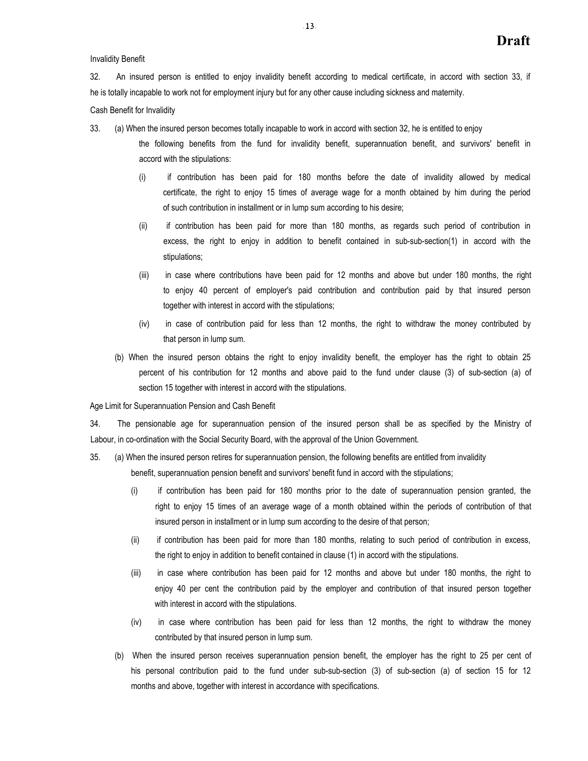Invalidity Benefit

32. An insured person is entitled to enjoy invalidity benefit according to medical certificate, in accord with section 33, if he is totally incapable to work not for employment injury but for any other cause including sickness and maternity.

Cash Benefit for Invalidity

33. (a) When the insured person becomes totally incapable to work in accord with section 32, he is entitled to enjoy the following benefits from the fund for invalidity benefit, superannuation benefit, and survivors' benefit in accord with the stipulations:

(i) if contribution has been paid for 180 months before the date of invalidity allowed by medical certificate, the right to enjoy 15 times of average wage for a month obtained by him during the period of such contribution in installment or in lump sum according to his desire;

(ii) if contribution has been paid for more than 180 months, as regards such period of contribution in excess, the right to enjoy in addition to benefit contained in sub-sub-section(1) in accord with the stipulations;

(iii) in case where contributions have been paid for 12 months and above but under 180 months, the right to enjoy 40 percent of employer's paid contribution and contribution paid by that insured person together with interest in accord with the stipulations;

(iv) in case of contribution paid for less than 12 months, the right to withdraw the money contributed by that person in lump sum.

(b) When the insured person obtains the right to enjoy invalidity benefit, the employer has the right to obtain 25 percent of his contribution for 12 months and above paid to the fund under clause (3) of sub-section (a) of section 15 together with interest in accord with the stipulations.

Age Limit for Superannuation Pension and Cash Benefit

34. The pensionable age for superannuation pension of the insured person shall be as specified by the Ministry of Labour, in co-ordination with the Social Security Board, with the approval of the Union Government.

35. (a) When the insured person retires for superannuation pension, the following benefits are entitled from invalidity benefit, superannuation pension benefit and survivors' benefit fund in accord with the stipulations;

(i) if contribution has been paid for 180 months prior to the date of superannuation pension granted, the right to enjoy 15 times of an average wage of a month obtained within the periods of contribution of that insured person in installment or in lump sum according to the desire of that person;

(ii) if contribution has been paid for more than 180 months, relating to such period of contribution in excess, the right to enjoy in addition to benefit contained in clause (1) in accord with the stipulations.

(iii) in case where contribution has been paid for 12 months and above but under 180 months, the right to enjoy 40 per cent the contribution paid by the employer and contribution of that insured person together with interest in accord with the stipulations.

(iv) in case where contribution has been paid for less than 12 months, the right to withdraw the money contributed by that insured person in lump sum.

(b) When the insured person receives superannuation pension benefit, the employer has the right to 25 per cent of his personal contribution paid to the fund under sub-sub-section (3) of sub-section (a) of section 15 for 12 months and above, together with interest in accordance with specifications.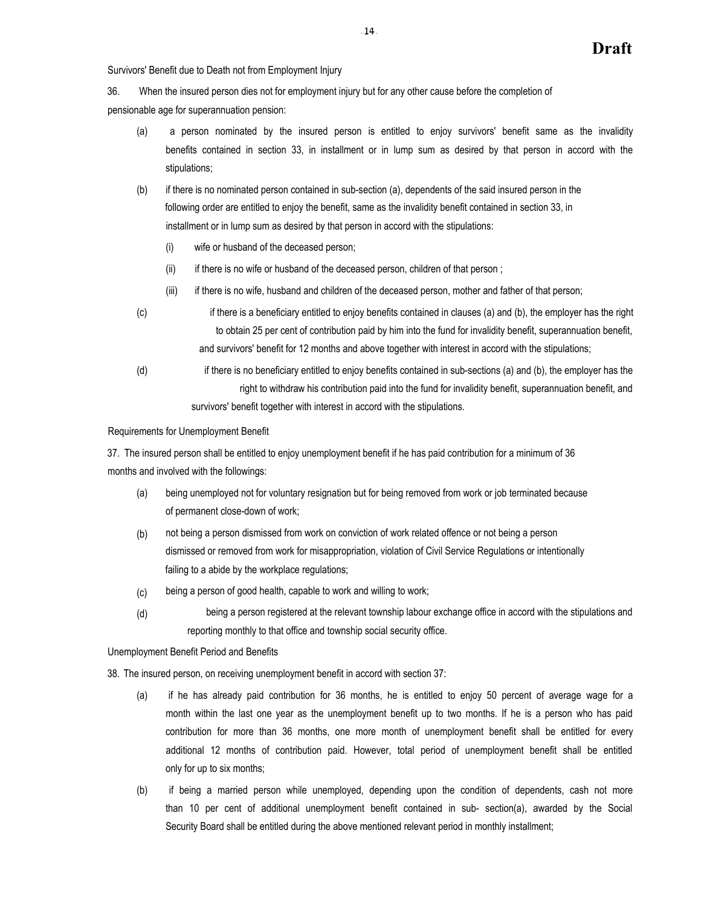**Draft**

Survivors' Benefit due to Death not from Employment Injury

36. When the insured person dies not for employment injury but for any other cause before the completion of pensionable age for superannuation pension:

(a) a person nominated by the insured person is entitled to enjoy survivors' benefit same as the invalidity benefits contained in section 33, in installment or in lump sum as desired by that person in accord with the stipulations;

(b) if there is no nominated person contained in sub-section (a), dependents of the said insured person in the following order are entitled to enjoy the benefit, same as the invalidity benefit contained in section 33, in installment or in lump sum as desired by that person in accord with the stipulations:

(i) wife or husband of the deceased person;

(ii) if there is no wife or husband of the deceased person, children of that person ;

(iii) if there is no wife, husband and children of the deceased person, mother and father of that person;

(c) if there is a beneficiary entitled to enjoy benefits contained in clauses (a) and (b), the employer has the right to obtain 25 per cent of contribution paid by him into the fund for invalidity benefit, superannuation benefit, and survivors' benefit for 12 months and above together with interest in accord with the stipulations;

(d) if there is no beneficiary entitled to enjoy benefits contained in sub-sections (a) and (b), the employer has the right to withdraw his contribution paid into the fund for invalidity benefit, superannuation benefit, and survivors' benefit together with interest in accord with the stipulations.

Requirements for Unemployment Benefit

37. The insured person shall be entitled to enjoy unemployment benefit if he has paid contribution for a minimum of 36 months and involved with the followings:

(a) being unemployed not for voluntary resignation but for being removed from work or job terminated because of permanent close-down of work;

(b) not being a person dismissed from work on conviction of work related offence or not being a person dismissed or removed from work for misappropriation, violation of Civil Service Regulations or intentionally failing to a abide by the workplace regulations;

(c) being a person of good health, capable to work and willing to work;

(d) being a person registered at the relevant township labour exchange office in accord with the stipulations and reporting monthly to that office and township social security office.

Unemployment Benefit Period and Benefits

38. The insured person, on receiving unemployment benefit in accord with section 37:

(a) if he has already paid contribution for 36 months, he is entitled to enjoy 50 percent of average wage for a month within the last one year as the unemployment benefit up to two months. If he is a person who has paid contribution for more than 36 months, one more month of unemployment benefit shall be entitled for every additional 12 months of contribution paid. However, total period of unemployment benefit shall be entitled only for up to six months;

(b) if being a married person while unemployed, depending upon the condition of dependents, cash not more than 10 per cent of additional unemployment benefit contained in sub- section(a), awarded by the Social Security Board shall be entitled during the above mentioned relevant period in monthly installment;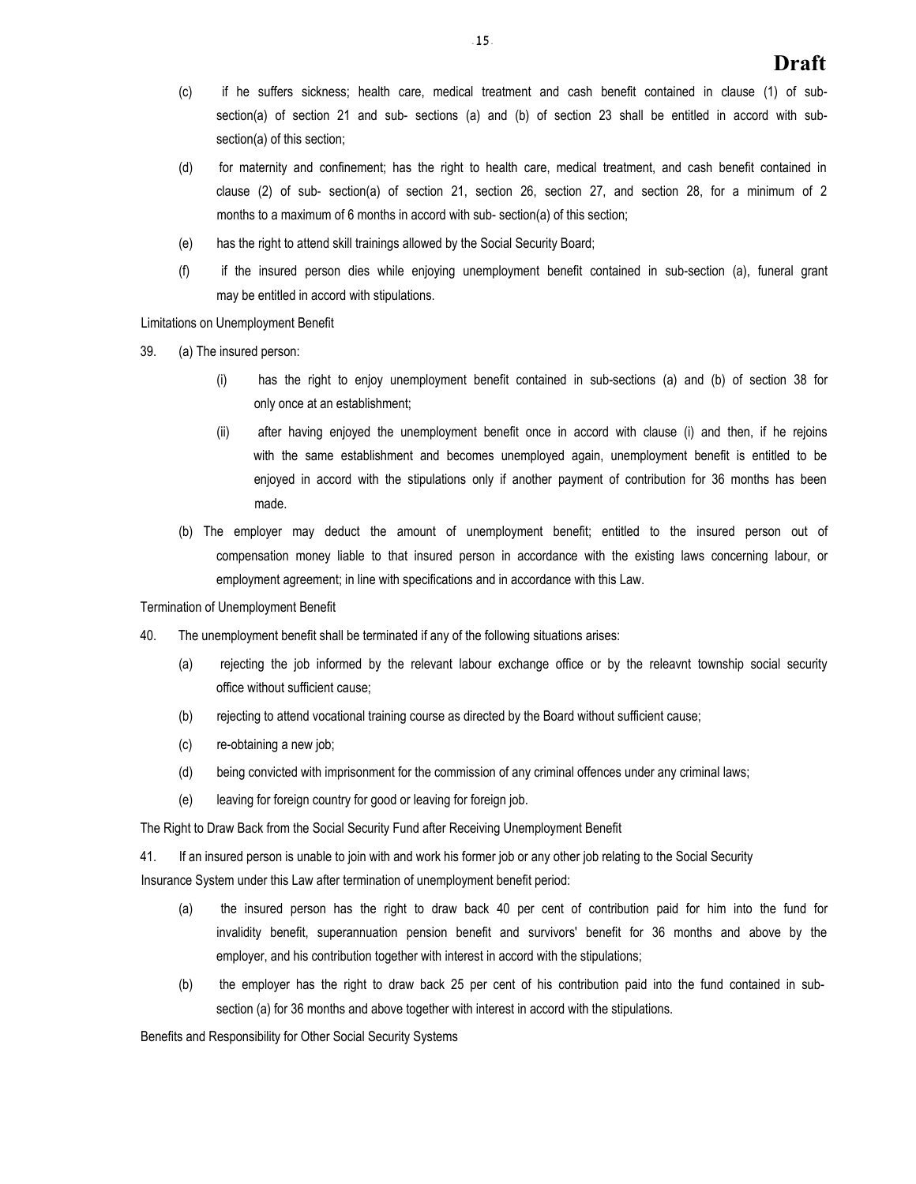(c) if he suffers sickness; health care, medical treatment and cash benefit contained in clause (1) of sub-section(a) of section 21 and sub- sections (a) and (b) of section 23 shall be entitled in accord with sub-section(a) of this section;

(d) for maternity and confinement; has the right to health care, medical treatment, and cash benefit contained in clause (2) of sub- section(a) of section 21, section 26, section 27, and section 28, for a minimum of 2 months to a maximum of 6 months in accord with sub- section(a) of this section;

(e) has the right to attend skill trainings allowed by the Social Security Board;

(f) if the insured person dies while enjoying unemployment benefit contained in sub-section (a), funeral grant may be entitled in accord with stipulations.

Limitations on Unemployment Benefit

39. (a) The insured person:

(i) has the right to enjoy unemployment benefit contained in sub-sections (a) and (b) of section 38 for only once at an establishment;

(ii) after having enjoyed the unemployment benefit once in accord with clause (i) and then, if he rejoins with the same establishment and becomes unemployed again, unemployment benefit is entitled to be enjoyed in accord with the stipulations only if another payment of contribution for 36 months has been made.

(b) The employer may deduct the amount of unemployment benefit; entitled to the insured person out of compensation money liable to that insured person in accordance with the existing laws concerning labour, or employment agreement; in line with specifications and in accordance with this Law.

Termination of Unemployment Benefit

40. The unemployment benefit shall be terminated if any of the following situations arises:

(a) rejecting the job informed by the relevant labour exchange office or by the releavnt township social security office without sufficient cause;

(b) rejecting to attend vocational training course as directed by the Board without sufficient cause;

(c) re-obtaining a new job;

(d) being convicted with imprisonment for the commission of any criminal offences under any criminal laws;

(e) leaving for foreign country for good or leaving for foreign job.

The Right to Draw Back from the Social Security Fund after Receiving Unemployment Benefit

41. If an insured person is unable to join with and work his former job or any other job relating to the Social Security Insurance System under this Law after termination of unemployment benefit period:

(a) the insured person has the right to draw back 40 per cent of contribution paid for him into the fund for invalidity benefit, superannuation pension benefit and survivors' benefit for 36 months and above by the employer, and his contribution together with interest in accord with the stipulations;

(b) the employer has the right to draw back 25 per cent of his contribution paid into the fund contained in sub-section (a) for 36 months and above together with interest in accord with the stipulations.

Benefits and Responsibility for Other Social Security Systems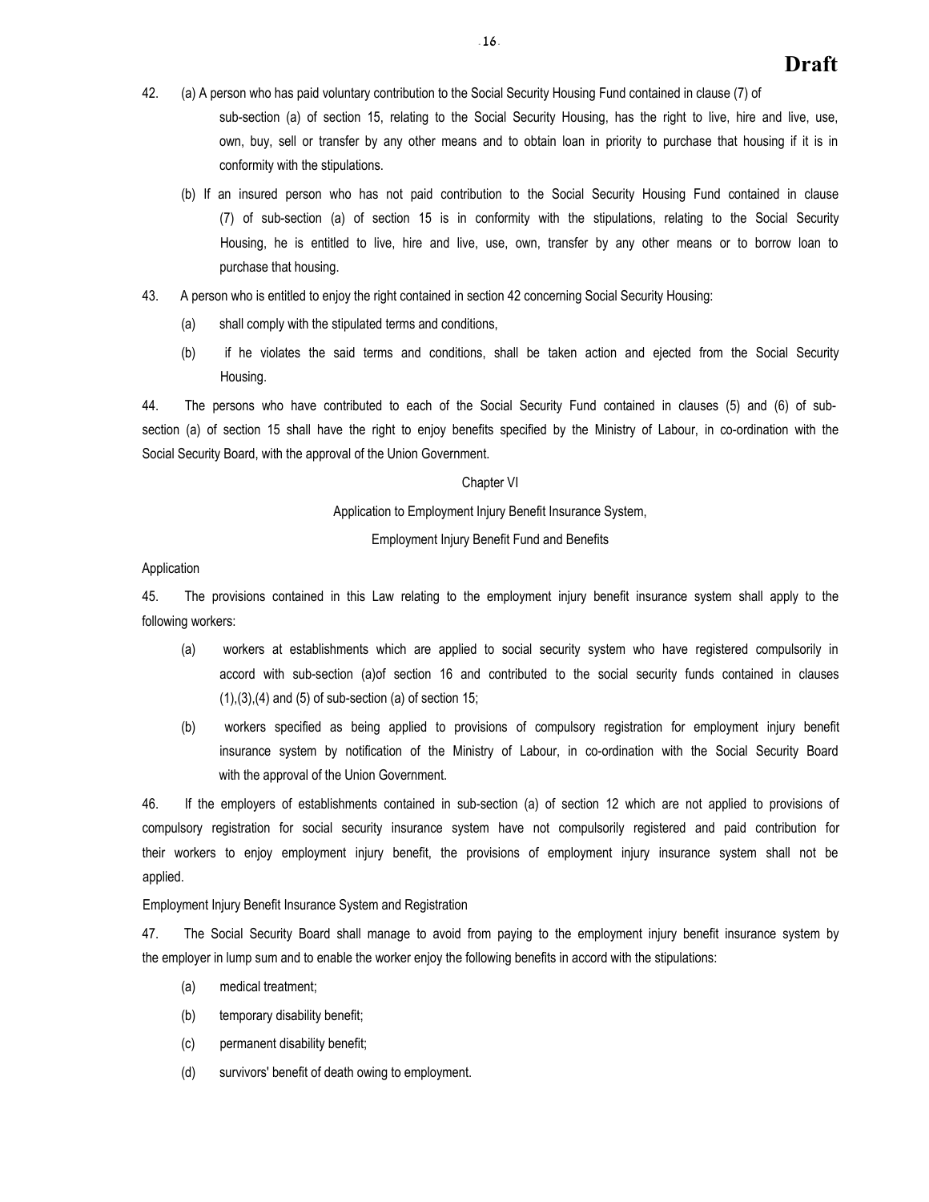42. (a) A person who has paid voluntary contribution to the Social Security Housing Fund contained in clause (7) of sub-section (a) of section 15, relating to the Social Security Housing, has the right to live, hire and live, use, own, buy, sell or transfer by any other means and to obtain loan in priority to purchase that housing if it is in conformity with the stipulations.

(b) If an insured person who has not paid contribution to the Social Security Housing Fund contained in clause (7) of sub-section (a) of section 15 is in conformity with the stipulations, relating to the Social Security Housing, he is entitled to live, hire and live, use, own, transfer by any other means or to borrow loan to purchase that housing.

43. A person who is entitled to enjoy the right contained in section 42 concerning Social Security Housing:

(a) shall comply with the stipulated terms and conditions,

(b) if he violates the said terms and conditions, shall be taken action and ejected from the Social Security Housing.

44. The persons who have contributed to each of the Social Security Fund contained in clauses (5) and (6) of sub-section (a) of section 15 shall have the right to enjoy benefits specified by the Ministry of Labour, in co-ordination with the Social Security Board, with the approval of the Union Government.

## Chapter VI

## Application to Employment Injury Benefit Insurance System, Employment Injury Benefit Fund and Benefits

Application

45. The provisions contained in this Law relating to the employment injury benefit insurance system shall apply to the following workers:

(a) workers at establishments which are applied to social security system who have registered compulsorily in accord with sub-section (a)of section 16 and contributed to the social security funds contained in clauses (1),(3),(4) and (5) of sub-section (a) of section 15;

(b) workers specified as being applied to provisions of compulsory registration for employment injury benefit insurance system by notification of the Ministry of Labour, in co-ordination with the Social Security Board with the approval of the Union Government.

46. If the employers of establishments contained in sub-section (a) of section 12 which are not applied to provisions of compulsory registration for social security insurance system have not compulsorily registered and paid contribution for their workers to enjoy employment injury benefit, the provisions of employment injury insurance system shall not be applied.

Employment Injury Benefit Insurance System and Registration

47. The Social Security Board shall manage to avoid from paying to the employment injury benefit insurance system by the employer in lump sum and to enable the worker enjoy the following benefits in accord with the stipulations:

(a) medical treatment;

(b) temporary disability benefit;

(c) permanent disability benefit;

(d) survivors' benefit of death owing to employment.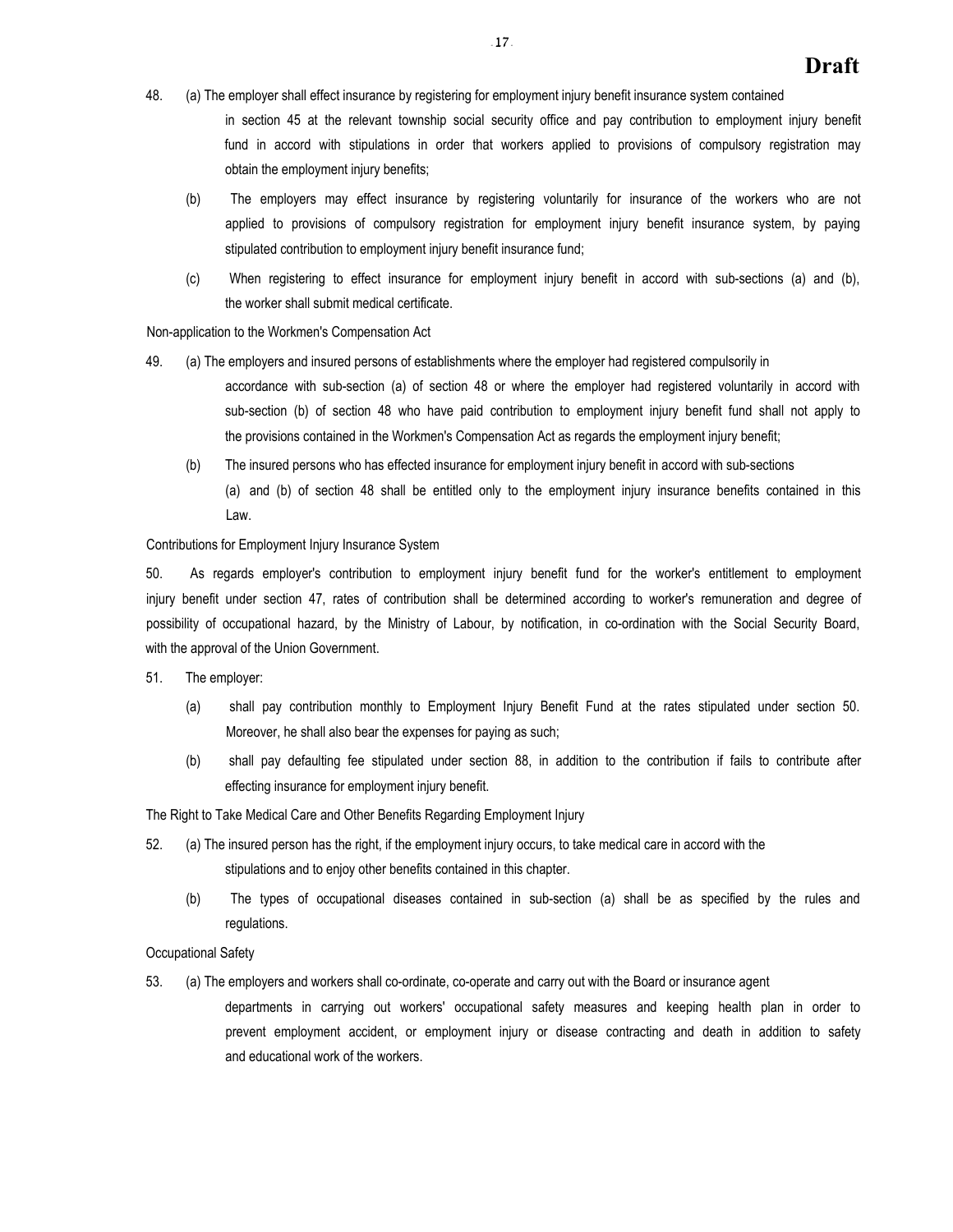48. (a) The employer shall effect insurance by registering for employment injury benefit insurance system contained in section 45 at the relevant township social security office and pay contribution to employment injury benefit fund in accord with stipulations in order that workers applied to provisions of compulsory registration may obtain the employment injury benefits;

(b) The employers may effect insurance by registering voluntarily for insurance of the workers who are not applied to provisions of compulsory registration for employment injury benefit insurance system, by paying stipulated contribution to employment injury benefit insurance fund;

(c) When registering to effect insurance for employment injury benefit in accord with sub-sections (a) and (b), the worker shall submit medical certificate.

Non-application to the Workmen's Compensation Act

49. (a) The employers and insured persons of establishments where the employer had registered compulsorily in accordance with sub-section (a) of section 48 or where the employer had registered voluntarily in accord with sub-section (b) of section 48 who have paid contribution to employment injury benefit fund shall not apply to the provisions contained in the Workmen's Compensation Act as regards the employment injury benefit;

(b) The insured persons who has effected insurance for employment injury benefit in accord with sub-sections (a) and (b) of section 48 shall be entitled only to the employment injury insurance benefits contained in this Law.

Contributions for Employment Injury Insurance System

50. As regards employer's contribution to employment injury benefit fund for the worker's entitlement to employment injury benefit under section 47, rates of contribution shall be determined according to worker's remuneration and degree of possibility of occupational hazard, by the Ministry of Labour, by notification, in co-ordination with the Social Security Board, with the approval of the Union Government.

51. The employer:

(a) shall pay contribution monthly to Employment Injury Benefit Fund at the rates stipulated under section 50. Moreover, he shall also bear the expenses for paying as such;

(b) shall pay defaulting fee stipulated under section 88, in addition to the contribution if fails to contribute after effecting insurance for employment injury benefit.

The Right to Take Medical Care and Other Benefits Regarding Employment Injury

52. (a) The insured person has the right, if the employment injury occurs, to take medical care in accord with the stipulations and to enjoy other benefits contained in this chapter.

(b) The types of occupational diseases contained in sub-section (a) shall be as specified by the rules and regulations.

Occupational Safety

53. (a) The employers and workers shall co-ordinate, co-operate and carry out with the Board or insurance agent departments in carrying out workers' occupational safety measures and keeping health plan in order to prevent employment accident, or employment injury or disease contracting and death in addition to safety and educational work of the workers.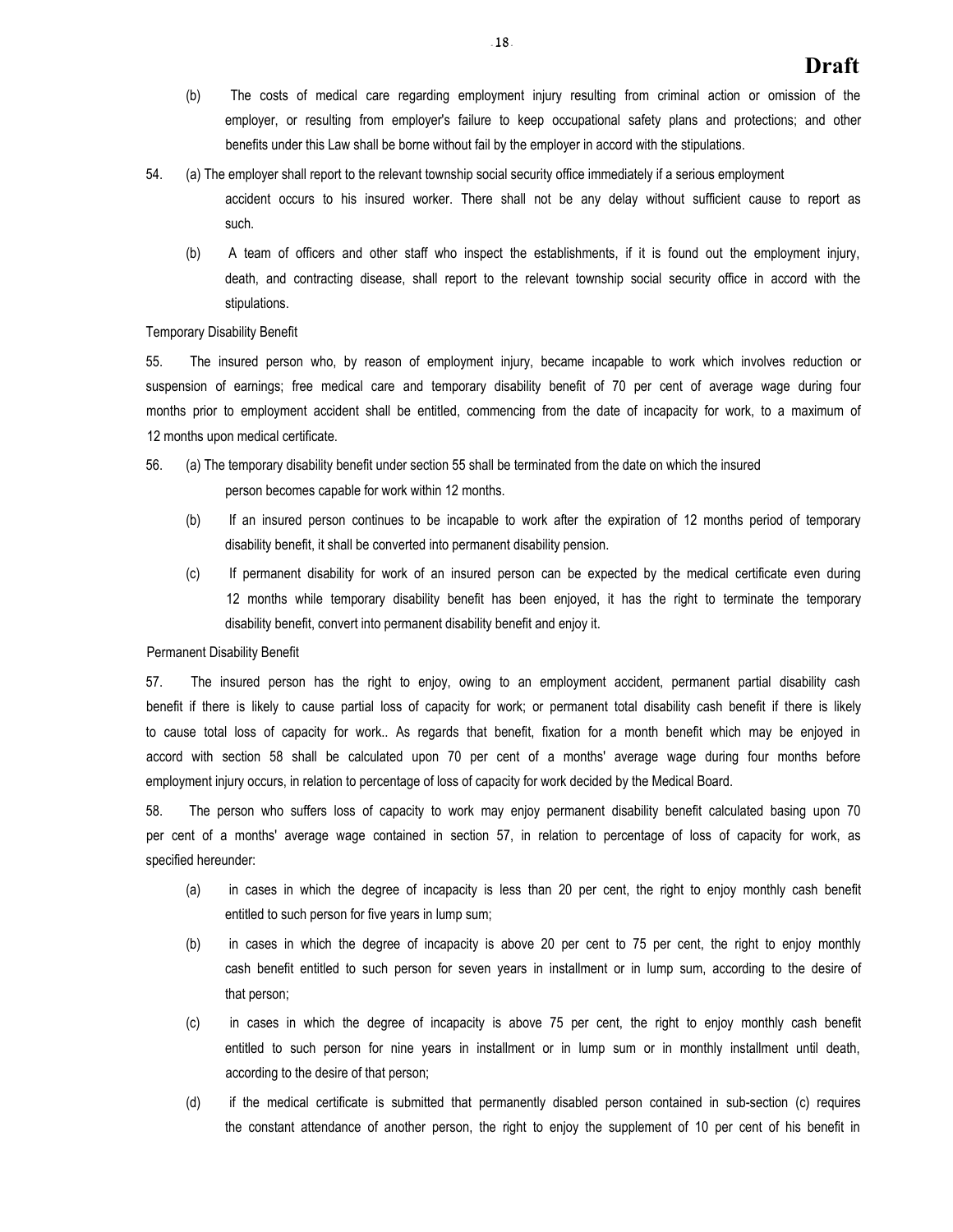(b) The costs of medical care regarding employment injury resulting from criminal action or omission of the employer, or resulting from employer's failure to keep occupational safety plans and protections; and other benefits under this Law shall be borne without fail by the employer in accord with the stipulations.

54. (a) The employer shall report to the relevant township social security office immediately if a serious employment accident occurs to his insured worker. There shall not be any delay without sufficient cause to report as such.

(b) A team of officers and other staff who inspect the establishments, if it is found out the employment injury, death, and contracting disease, shall report to the relevant township social security office in accord with the stipulations.

Temporary Disability Benefit

55. The insured person who, by reason of employment injury, became incapable to work which involves reduction or suspension of earnings; free medical care and temporary disability benefit of 70 per cent of average wage during four months prior to employment accident shall be entitled, commencing from the date of incapacity for work, to a maximum of 12 months upon medical certificate.

56. (a) The temporary disability benefit under section 55 shall be terminated from the date on which the insured person becomes capable for work within 12 months.

(b) If an insured person continues to be incapable to work after the expiration of 12 months period of temporary disability benefit, it shall be converted into permanent disability pension.

(c) If permanent disability for work of an insured person can be expected by the medical certificate even during 12 months while temporary disability benefit has been enjoyed, it has the right to terminate the temporary disability benefit, convert into permanent disability benefit and enjoy it.

Permanent Disability Benefit

57. The insured person has the right to enjoy, owing to an employment accident, permanent partial disability cash benefit if there is likely to cause partial loss of capacity for work; or permanent total disability cash benefit if there is likely to cause total loss of capacity for work.. As regards that benefit, fixation for a month benefit which may be enjoyed in accord with section 58 shall be calculated upon 70 per cent of a months' average wage during four months before employment injury occurs, in relation to percentage of loss of capacity for work decided by the Medical Board.

58. The person who suffers loss of capacity to work may enjoy permanent disability benefit calculated basing upon 70 per cent of a months' average wage contained in section 57, in relation to percentage of loss of capacity for work, as specified hereunder:

(a) in cases in which the degree of incapacity is less than 20 per cent, the right to enjoy monthly cash benefit entitled to such person for five years in lump sum;

(b) in cases in which the degree of incapacity is above 20 per cent to 75 per cent, the right to enjoy monthly cash benefit entitled to such person for seven years in installment or in lump sum, according to the desire of that person;

(c) in cases in which the degree of incapacity is above 75 per cent, the right to enjoy monthly cash benefit entitled to such person for nine years in installment or in lump sum or in monthly installment until death, according to the desire of that person;

(d) if the medical certificate is submitted that permanently disabled person contained in sub-section (c) requires the constant attendance of another person, the right to enjoy the supplement of 10 per cent of his benefit in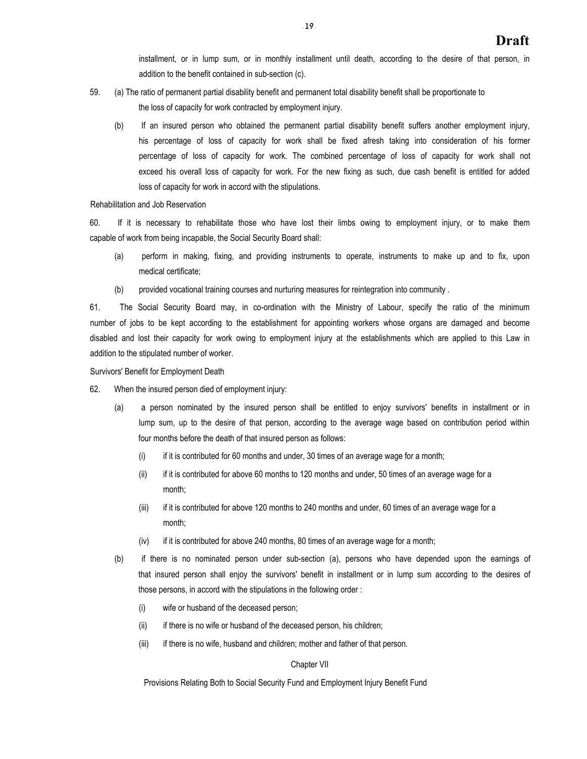installment, or in lump sum, or in monthly installment until death, according to the desire of that person, in addition to the benefit contained in sub-section (c).

59. (a) The ratio of permanent partial disability benefit and permanent total disability benefit shall be proportionate to the loss of capacity for work contracted by employment injury.

(b) If an insured person who obtained the permanent partial disability benefit suffers another employment injury, his percentage of loss of capacity for work shall be fixed afresh taking into consideration of his former percentage of loss of capacity for work. The combined percentage of loss of capacity for work shall not exceed his overall loss of capacity for work. For the new fixing as such, due cash benefit is entitled for added loss of capacity for work in accord with the stipulations.

Rehabilitation and Job Reservation

60. If it is necessary to rehabilitate those who have lost their limbs owing to employment injury, or to make them capable of work from being incapable, the Social Security Board shall:

(a) perform in making, fixing, and providing instruments to operate, instruments to make up and to fix, upon medical certificate;

(b) provided vocational training courses and nurturing measures for reintegration into community .

61. The Social Security Board may, in co-ordination with the Ministry of Labour, specify the ratio of the minimum number of jobs to be kept according to the establishment for appointing workers whose organs are damaged and become disabled and lost their capacity for work owing to employment injury at the establishments which are applied to this Law in addition to the stipulated number of worker.

Survivors' Benefit for Employment Death

62. When the insured person died of employment injury:

(a) a person nominated by the insured person shall be entitled to enjoy survivors' benefits in installment or in lump sum, up to the desire of that person, according to the average wage based on contribution period within four months before the death of that insured person as follows:

(i) if it is contributed for 60 months and under, 30 times of an average wage for a month;

(ii) if it is contributed for above 60 months to 120 months and under, 50 times of an average wage for a month;

(iii) if it is contributed for above 120 months to 240 months and under, 60 times of an average wage for a month;

(iv) if it is contributed for above 240 months, 80 times of an average wage for a month;

(b) if there is no nominated person under sub-section (a), persons who have depended upon the earnings of that insured person shall enjoy the survivors' benefit in installment or in lump sum according to the desires of those persons, in accord with the stipulations in the following order :

(i) wife or husband of the deceased person;

(ii) if there is no wife or husband of the deceased person, his children;

(iii) if there is no wife, husband and children; mother and father of that person.

## Chapter VII

## Provisions Relating Both to Social Security Fund and Employment Injury Benefit Fund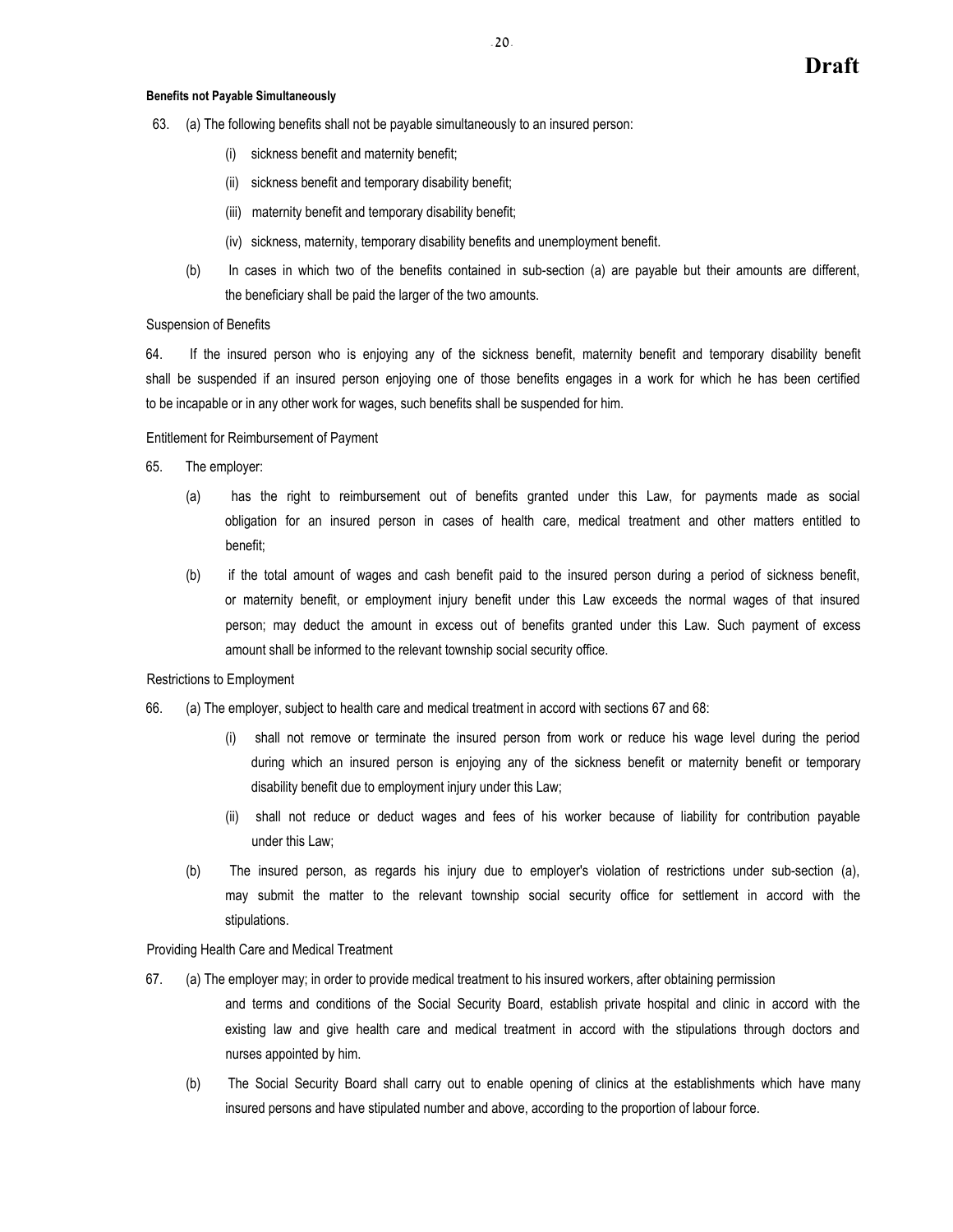**Draft**

**Benefits not Payable Simultaneously**

63. (a) The following benefits shall not be payable simultaneously to an insured person:

   (i) sickness benefit and maternity benefit;

   (ii) sickness benefit and temporary disability benefit;

   (iii) maternity benefit and temporary disability benefit;

   (iv) sickness, maternity, temporary disability benefits and unemployment benefit.

   (b) In cases in which two of the benefits contained in sub-section (a) are payable but their amounts are different, the beneficiary shall be paid the larger of the two amounts.

Suspension of Benefits

64. If the insured person who is enjoying any of the sickness benefit, maternity benefit and temporary disability benefit shall be suspended if an insured person enjoying one of those benefits engages in a work for which he has been certified to be incapable or in any other work for wages, such benefits shall be suspended for him.

Entitlement for Reimbursement of Payment

65. The employer:

   (a) has the right to reimbursement out of benefits granted under this Law, for payments made as social obligation for an insured person in cases of health care, medical treatment and other matters entitled to benefit;

   (b) if the total amount of wages and cash benefit paid to the insured person during a period of sickness benefit, or maternity benefit, or employment injury benefit under this Law exceeds the normal wages of that insured person; may deduct the amount in excess out of benefits granted under this Law. Such payment of excess amount shall be informed to the relevant township social security office.

Restrictions to Employment

66. (a) The employer, subject to health care and medical treatment in accord with sections 67 and 68:

   (i) shall not remove or terminate the insured person from work or reduce his wage level during the period during which an insured person is enjoying any of the sickness benefit or maternity benefit or temporary disability benefit due to employment injury under this Law;

   (ii) shall not reduce or deduct wages and fees of his worker because of liability for contribution payable under this Law;

   (b) The insured person, as regards his injury due to employer's violation of restrictions under sub-section (a), may submit the matter to the relevant township social security office for settlement in accord with the stipulations.

Providing Health Care and Medical Treatment

67. (a) The employer may; in order to provide medical treatment to his insured workers, after obtaining permission and terms and conditions of the Social Security Board, establish private hospital and clinic in accord with the existing law and give health care and medical treatment in accord with the stipulations through doctors and nurses appointed by him.

   (b) The Social Security Board shall carry out to enable opening of clinics at the establishments which have many insured persons and have stipulated number and above, according to the proportion of labour force.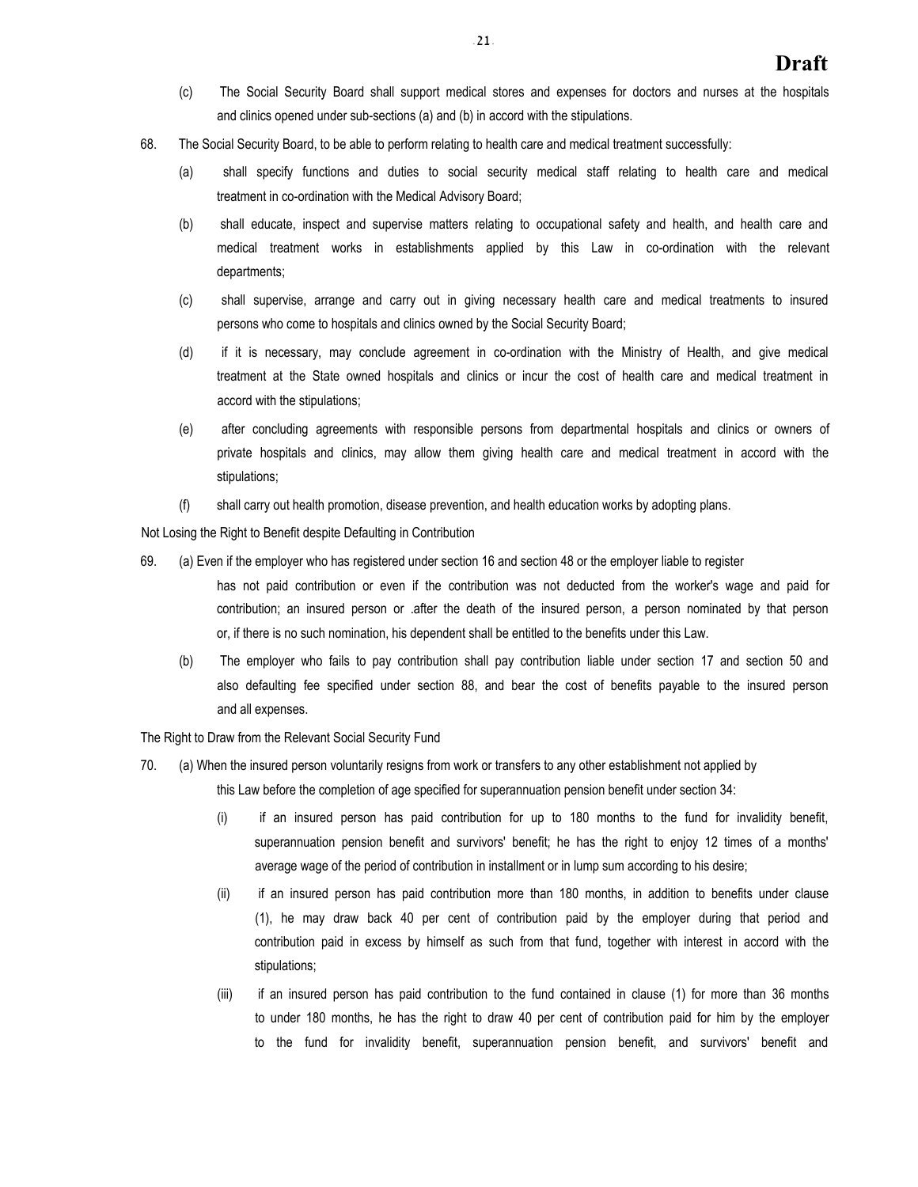**Draft**

(c) The Social Security Board shall support medical stores and expenses for doctors and nurses at the hospitals and clinics opened under sub-sections (a) and (b) in accord with the stipulations.

68. The Social Security Board, to be able to perform relating to health care and medical treatment successfully:

(a) shall specify functions and duties to social security medical staff relating to health care and medical treatment in co-ordination with the Medical Advisory Board;

(b) shall educate, inspect and supervise matters relating to occupational safety and health, and health care and medical treatment works in establishments applied by this Law in co-ordination with the relevant departments;

(c) shall supervise, arrange and carry out in giving necessary health care and medical treatments to insured persons who come to hospitals and clinics owned by the Social Security Board;

(d) if it is necessary, may conclude agreement in co-ordination with the Ministry of Health, and give medical treatment at the State owned hospitals and clinics or incur the cost of health care and medical treatment in accord with the stipulations;

(e) after concluding agreements with responsible persons from departmental hospitals and clinics or owners of private hospitals and clinics, may allow them giving health care and medical treatment in accord with the stipulations;

(f) shall carry out health promotion, disease prevention, and health education works by adopting plans.

Not Losing the Right to Benefit despite Defaulting in Contribution

69. (a) Even if the employer who has registered under section 16 and section 48 or the employer liable to register has not paid contribution or even if the contribution was not deducted from the worker's wage and paid for contribution; an insured person or .after the death of the insured person, a person nominated by that person or, if there is no such nomination, his dependent shall be entitled to the benefits under this Law.

(b) The employer who fails to pay contribution shall pay contribution liable under section 17 and section 50 and also defaulting fee specified under section 88, and bear the cost of benefits payable to the insured person and all expenses.

The Right to Draw from the Relevant Social Security Fund

70. (a) When the insured person voluntarily resigns from work or transfers to any other establishment not applied by this Law before the completion of age specified for superannuation pension benefit under section 34:

(i) if an insured person has paid contribution for up to 180 months to the fund for invalidity benefit, superannuation pension benefit and survivors' benefit; he has the right to enjoy 12 times of a months' average wage of the period of contribution in installment or in lump sum according to his desire;

(ii) if an insured person has paid contribution more than 180 months, in addition to benefits under clause (1), he may draw back 40 per cent of contribution paid by the employer during that period and contribution paid in excess by himself as such from that fund, together with interest in accord with the stipulations;

(iii) if an insured person has paid contribution to the fund contained in clause (1) for more than 36 months to under 180 months, he has the right to draw 40 per cent of contribution paid for him by the employer to the fund for invalidity benefit, superannuation pension benefit, and survivors' benefit and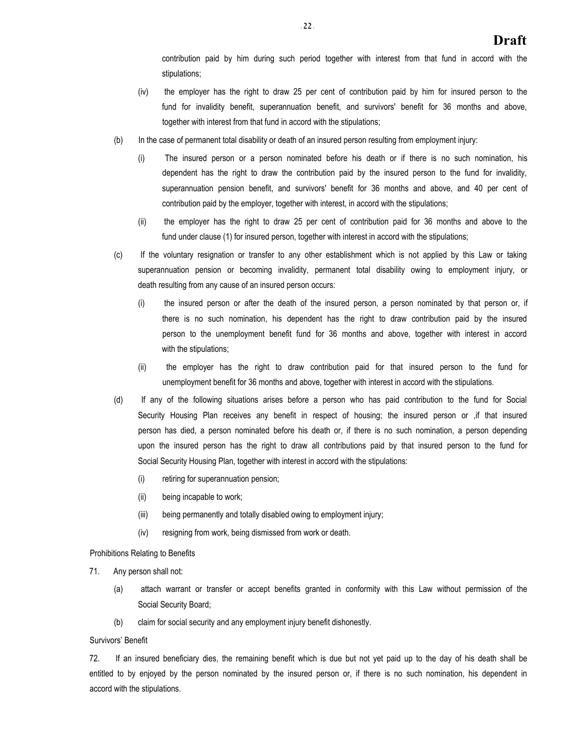contribution paid by him during such period together with interest from that fund in accord with the stipulations;

(iv) the employer has the right to draw 25 per cent of contribution paid by him for insured person to the fund for invalidity benefit, superannuation benefit, and survivors' benefit for 36 months and above, together with interest from that fund in accord with the stipulations;

(b) In the case of permanent total disability or death of an insured person resulting from employment injury:

(i) The insured person or a person nominated before his death or if there is no such nomination, his dependent has the right to draw the contribution paid by the insured person to the fund for invalidity, superannuation pension benefit, and survivors' benefit for 36 months and above, and 40 per cent of contribution paid by the employer, together with interest, in accord with the stipulations;

(ii) the employer has the right to draw 25 per cent of contribution paid for 36 months and above to the fund under clause (1) for insured person, together with interest in accord with the stipulations;

(c) If the voluntary resignation or transfer to any other establishment which is not applied by this Law or taking superannuation pension or becoming invalidity, permanent total disability owing to employment injury, or death resulting from any cause of an insured person occurs:

(i) the insured person or after the death of the insured person, a person nominated by that person or, if there is no such nomination, his dependent has the right to draw contribution paid by the insured person to the unemployment benefit fund for 36 months and above, together with interest in accord with the stipulations;

(ii) the employer has the right to draw contribution paid for that insured person to the fund for unemployment benefit for 36 months and above, together with interest in accord with the stipulations.

(d) If any of the following situations arises before a person who has paid contribution to the fund for Social Security Housing Plan receives any benefit in respect of housing; the insured person or ,if that insured person has died, a person nominated before his death or, if there is no such nomination, a person depending upon the insured person has the right to draw all contributions paid by that insured person to the fund for Social Security Housing Plan, together with interest in accord with the stipulations:

(i) retiring for superannuation pension;

(ii) being incapable to work;

(iii) being permanently and totally disabled owing to employment injury;

(iv) resigning from work, being dismissed from work or death.

Prohibitions Relating to Benefits

71. Any person shall not:

(a) attach warrant or transfer or accept benefits granted in conformity with this Law without permission of the Social Security Board;

(b) claim for social security and any employment injury benefit dishonestly.

Survivors' Benefit

72. If an insured beneficiary dies, the remaining benefit which is due but not yet paid up to the day of his death shall be entitled to by enjoyed by the person nominated by the insured person or, if there is no such nomination, his dependent in accord with the stipulations.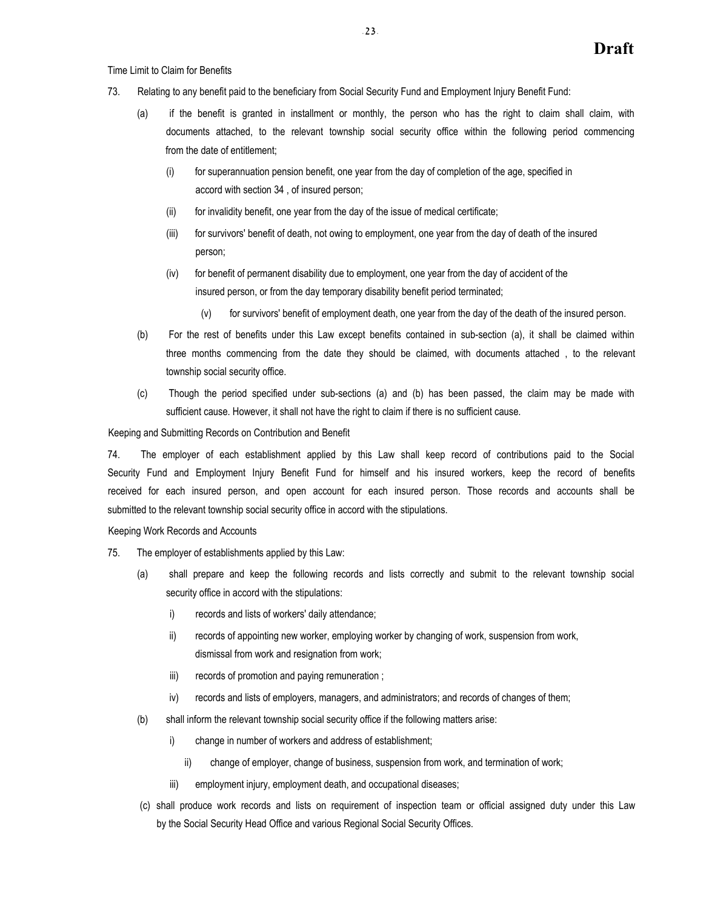Time Limit to Claim for Benefits

73. Relating to any benefit paid to the beneficiary from Social Security Fund and Employment Injury Benefit Fund:

(a) if the benefit is granted in installment or monthly, the person who has the right to claim shall claim, with documents attached, to the relevant township social security office within the following period commencing from the date of entitlement;

(i) for superannuation pension benefit, one year from the day of completion of the age, specified in accord with section 34 , of insured person;

(ii) for invalidity benefit, one year from the day of the issue of medical certificate;

(iii) for survivors' benefit of death, not owing to employment, one year from the day of death of the insured person;

(iv) for benefit of permanent disability due to employment, one year from the day of accident of the insured person, or from the day temporary disability benefit period terminated;

(v) for survivors' benefit of employment death, one year from the day of the death of the insured person.

(b) For the rest of benefits under this Law except benefits contained in sub-section (a), it shall be claimed within three months commencing from the date they should be claimed, with documents attached , to the relevant township social security office.

(c) Though the period specified under sub-sections (a) and (b) has been passed, the claim may be made with sufficient cause. However, it shall not have the right to claim if there is no sufficient cause.

Keeping and Submitting Records on Contribution and Benefit

74. The employer of each establishment applied by this Law shall keep record of contributions paid to the Social Security Fund and Employment Injury Benefit Fund for himself and his insured workers, keep the record of benefits received for each insured person, and open account for each insured person. Those records and accounts shall be submitted to the relevant township social security office in accord with the stipulations.

Keeping Work Records and Accounts

75. The employer of establishments applied by this Law:

(a) shall prepare and keep the following records and lists correctly and submit to the relevant township social security office in accord with the stipulations:

i) records and lists of workers' daily attendance;

ii) records of appointing new worker, employing worker by changing of work, suspension from work, dismissal from work and resignation from work;

iii) records of promotion and paying remuneration ;

iv) records and lists of employers, managers, and administrators; and records of changes of them;

(b) shall inform the relevant township social security office if the following matters arise:

i) change in number of workers and address of establishment;

ii) change of employer, change of business, suspension from work, and termination of work;

iii) employment injury, employment death, and occupational diseases;

(c) shall produce work records and lists on requirement of inspection team or official assigned duty under this Law by the Social Security Head Office and various Regional Social Security Offices.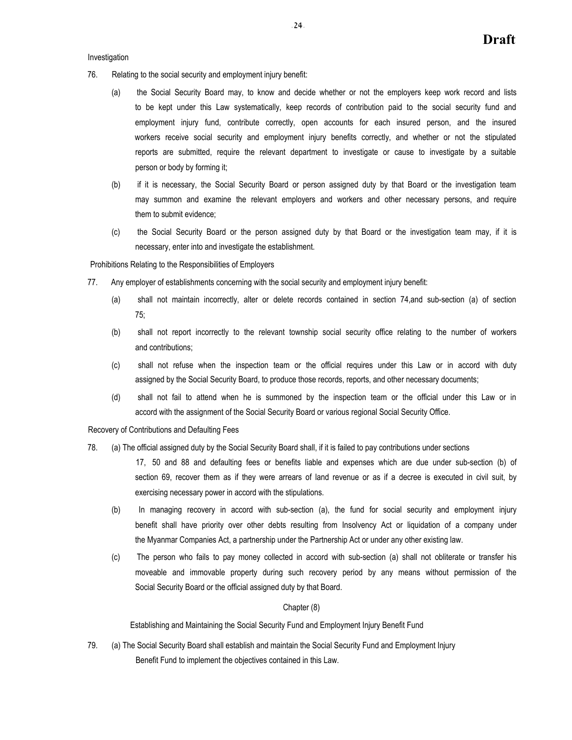**Draft**

Investigation

76. Relating to the social security and employment injury benefit:

   (a) the Social Security Board may, to know and decide whether or not the employers keep work record and lists to be kept under this Law systematically, keep records of contribution paid to the social security fund and employment injury fund, contribute correctly, open accounts for each insured person, and the insured workers receive social security and employment injury benefits correctly, and whether or not the stipulated reports are submitted, require the relevant department to investigate or cause to investigate by a suitable person or body by forming it;

   (b) if it is necessary, the Social Security Board or person assigned duty by that Board or the investigation team may summon and examine the relevant employers and workers and other necessary persons, and require them to submit evidence;

   (c) the Social Security Board or the person assigned duty by that Board or the investigation team may, if it is necessary, enter into and investigate the establishment.

Prohibitions Relating to the Responsibilities of Employers

77. Any employer of establishments concerning with the social security and employment injury benefit:

   (a) shall not maintain incorrectly, alter or delete records contained in section 74,and sub-section (a) of section 75;

   (b) shall not report incorrectly to the relevant township social security office relating to the number of workers and contributions;

   (c) shall not refuse when the inspection team or the official requires under this Law or in accord with duty assigned by the Social Security Board, to produce those records, reports, and other necessary documents;

   (d) shall not fail to attend when he is summoned by the inspection team or the official under this Law or in accord with the assignment of the Social Security Board or various regional Social Security Office.

Recovery of Contributions and Defaulting Fees

78. (a) The official assigned duty by the Social Security Board shall, if it is failed to pay contributions under sections 17, 50 and 88 and defaulting fees or benefits liable and expenses which are due under sub-section (b) of section 69, recover them as if they were arrears of land revenue or as if a decree is executed in civil suit, by exercising necessary power in accord with the stipulations.

   (b) In managing recovery in accord with sub-section (a), the fund for social security and employment injury benefit shall have priority over other debts resulting from Insolvency Act or liquidation of a company under the Myanmar Companies Act, a partnership under the Partnership Act or under any other existing law.

   (c) The person who fails to pay money collected in accord with sub-section (a) shall not obliterate or transfer his moveable and immovable property during such recovery period by any means without permission of the Social Security Board or the official assigned duty by that Board.

Chapter (8)

Establishing and Maintaining the Social Security Fund and Employment Injury Benefit Fund

79. (a) The Social Security Board shall establish and maintain the Social Security Fund and Employment Injury Benefit Fund to implement the objectives contained in this Law.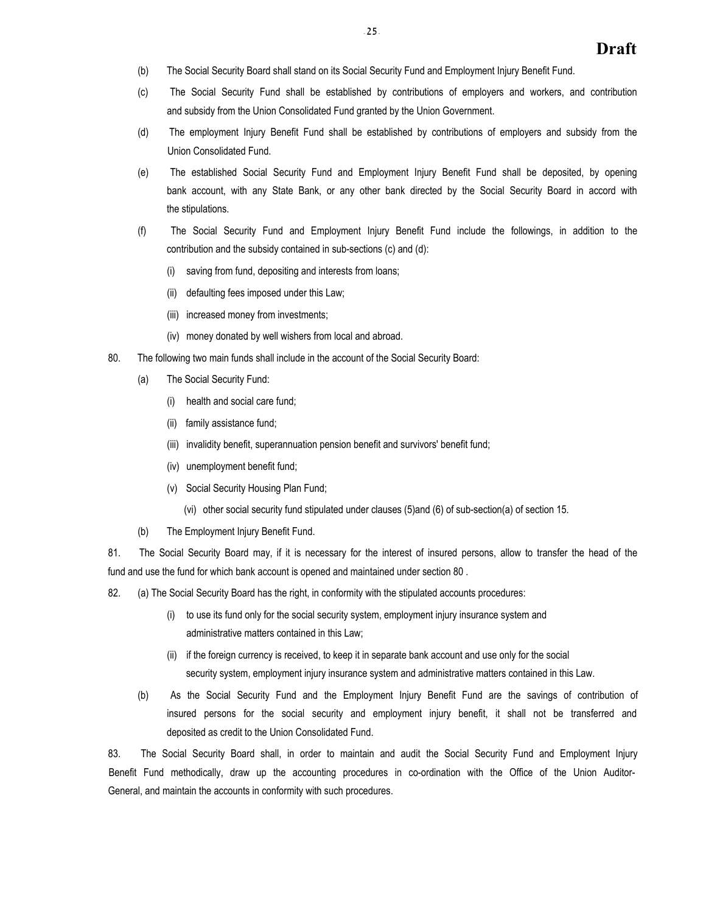(b) The Social Security Board shall stand on its Social Security Fund and Employment Injury Benefit Fund.

(c) The Social Security Fund shall be established by contributions of employers and workers, and contribution and subsidy from the Union Consolidated Fund granted by the Union Government.

(d) The employment Injury Benefit Fund shall be established by contributions of employers and subsidy from the Union Consolidated Fund.

(e) The established Social Security Fund and Employment Injury Benefit Fund shall be deposited, by opening bank account, with any State Bank, or any other bank directed by the Social Security Board in accord with the stipulations.

(f) The Social Security Fund and Employment Injury Benefit Fund include the followings, in addition to the contribution and the subsidy contained in sub-sections (c) and (d):

- (i) saving from fund, depositing and interests from loans;
- (ii) defaulting fees imposed under this Law;
- (iii) increased money from investments;
- (iv) money donated by well wishers from local and abroad.

80. The following two main funds shall include in the account of the Social Security Board:

(a) The Social Security Fund:

- (i) health and social care fund;
- (ii) family assistance fund;
- (iii) invalidity benefit, superannuation pension benefit and survivors' benefit fund;
- (iv) unemployment benefit fund;
- (v) Social Security Housing Plan Fund;
- (vi) other social security fund stipulated under clauses (5)and (6) of sub-section(a) of section 15.

(b) The Employment Injury Benefit Fund.

81. The Social Security Board may, if it is necessary for the interest of insured persons, allow to transfer the head of the fund and use the fund for which bank account is opened and maintained under section 80 .

82. (a) The Social Security Board has the right, in conformity with the stipulated accounts procedures:

- (i) to use its fund only for the social security system, employment injury insurance system and administrative matters contained in this Law;
- (ii) if the foreign currency is received, to keep it in separate bank account and use only for the social security system, employment injury insurance system and administrative matters contained in this Law.

(b) As the Social Security Fund and the Employment Injury Benefit Fund are the savings of contribution of insured persons for the social security and employment injury benefit, it shall not be transferred and deposited as credit to the Union Consolidated Fund.

83. The Social Security Board shall, in order to maintain and audit the Social Security Fund and Employment Injury Benefit Fund methodically, draw up the accounting procedures in co-ordination with the Office of the Union Auditor-General, and maintain the accounts in conformity with such procedures.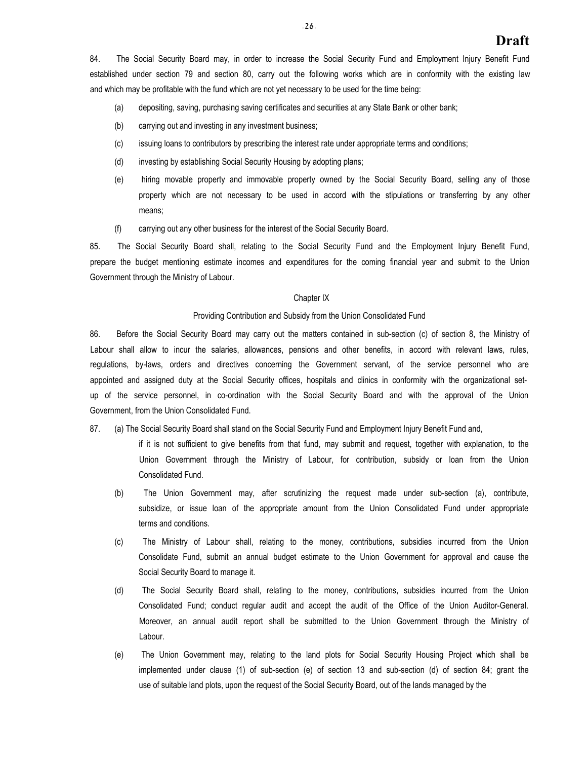84. The Social Security Board may, in order to increase the Social Security Fund and Employment Injury Benefit Fund established under section 79 and section 80, carry out the following works which are in conformity with the existing law and which may be profitable with the fund which are not yet necessary to be used for the time being:

(a) depositing, saving, purchasing saving certificates and securities at any State Bank or other bank;

(b) carrying out and investing in any investment business;

(c) issuing loans to contributors by prescribing the interest rate under appropriate terms and conditions;

(d) investing by establishing Social Security Housing by adopting plans;

(e) hiring movable property and immovable property owned by the Social Security Board, selling any of those property which are not necessary to be used in accord with the stipulations or transferring by any other means;

(f) carrying out any other business for the interest of the Social Security Board.

85. The Social Security Board shall, relating to the Social Security Fund and the Employment Injury Benefit Fund, prepare the budget mentioning estimate incomes and expenditures for the coming financial year and submit to the Union Government through the Ministry of Labour.

## Chapter IX

### Providing Contribution and Subsidy from the Union Consolidated Fund

86. Before the Social Security Board may carry out the matters contained in sub-section (c) of section 8, the Ministry of Labour shall allow to incur the salaries, allowances, pensions and other benefits, in accord with relevant laws, rules, regulations, by-laws, orders and directives concerning the Government servant, of the service personnel who are appointed and assigned duty at the Social Security offices, hospitals and clinics in conformity with the organizational set-up of the service personnel, in co-ordination with the Social Security Board and with the approval of the Union Government, from the Union Consolidated Fund.

87. (a) The Social Security Board shall stand on the Social Security Fund and Employment Injury Benefit Fund and, if it is not sufficient to give benefits from that fund, may submit and request, together with explanation, to the Union Government through the Ministry of Labour, for contribution, subsidy or loan from the Union Consolidated Fund.

(b) The Union Government may, after scrutinizing the request made under sub-section (a), contribute, subsidize, or issue loan of the appropriate amount from the Union Consolidated Fund under appropriate terms and conditions.

(c) The Ministry of Labour shall, relating to the money, contributions, subsidies incurred from the Union Consolidate Fund, submit an annual budget estimate to the Union Government for approval and cause the Social Security Board to manage it.

(d) The Social Security Board shall, relating to the money, contributions, subsidies incurred from the Union Consolidated Fund; conduct regular audit and accept the audit of the Office of the Union Auditor-General. Moreover, an annual audit report shall be submitted to the Union Government through the Ministry of Labour.

(e) The Union Government may, relating to the land plots for Social Security Housing Project which shall be implemented under clause (1) of sub-section (e) of section 13 and sub-section (d) of section 84; grant the use of suitable land plots, upon the request of the Social Security Board, out of the lands managed by the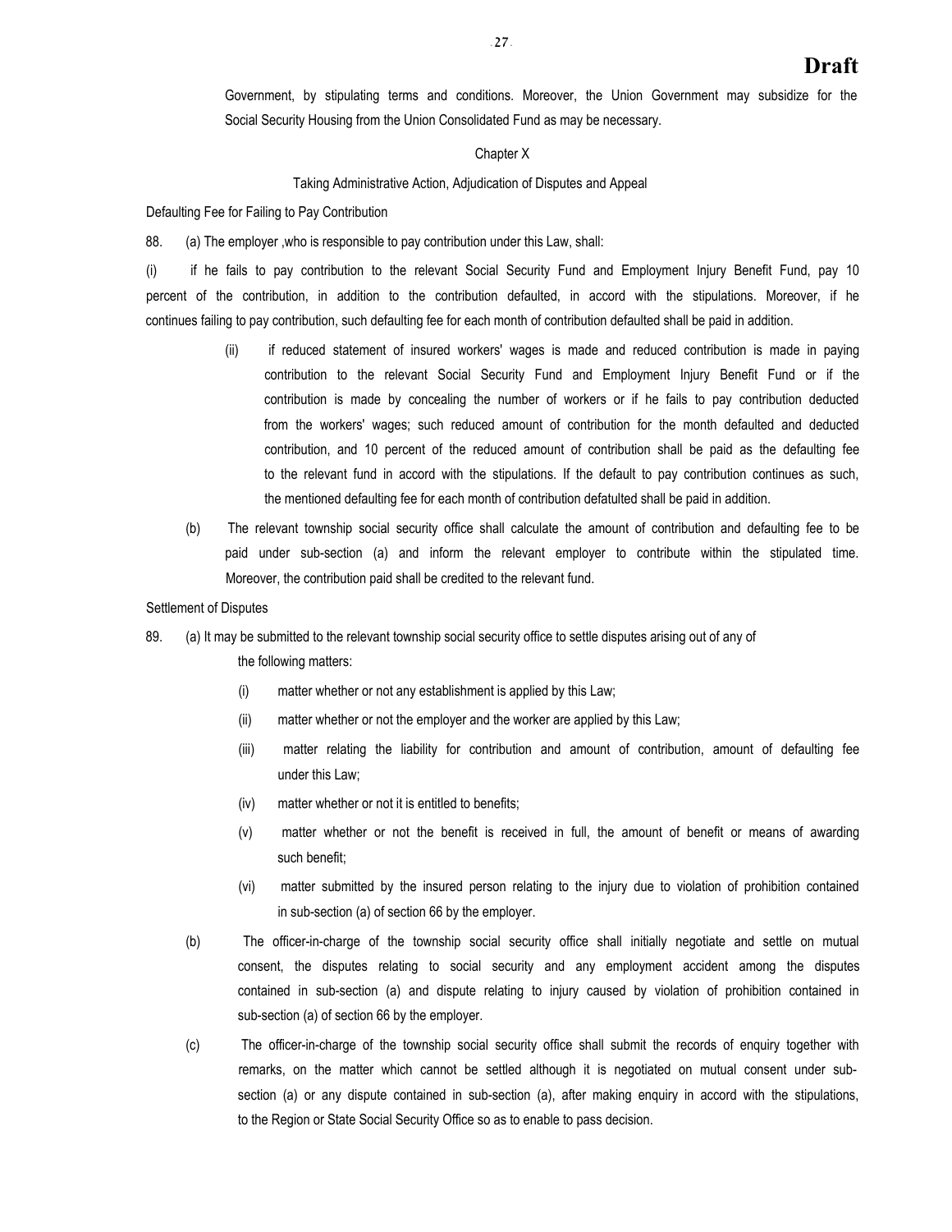Government, by stipulating terms and conditions. Moreover, the Union Government may subsidize for the Social Security Housing from the Union Consolidated Fund as may be necessary.

## Chapter X

### Taking Administrative Action, Adjudication of Disputes and Appeal

Defaulting Fee for Failing to Pay Contribution

88. (a) The employer ,who is responsible to pay contribution under this Law, shall:

(i) if he fails to pay contribution to the relevant Social Security Fund and Employment Injury Benefit Fund, pay 10 percent of the contribution, in addition to the contribution defaulted, in accord with the stipulations. Moreover, if he continues failing to pay contribution, such defaulting fee for each month of contribution defaulted shall be paid in addition.

(ii) if reduced statement of insured workers' wages is made and reduced contribution is made in paying contribution to the relevant Social Security Fund and Employment Injury Benefit Fund or if the contribution is made by concealing the number of workers or if he fails to pay contribution deducted from the workers' wages; such reduced amount of contribution for the month defaulted and deducted contribution, and 10 percent of the reduced amount of contribution shall be paid as the defaulting fee to the relevant fund in accord with the stipulations. If the default to pay contribution continues as such, the mentioned defaulting fee for each month of contribution defatulted shall be paid in addition.

(b) The relevant township social security office shall calculate the amount of contribution and defaulting fee to be paid under sub-section (a) and inform the relevant employer to contribute within the stipulated time. Moreover, the contribution paid shall be credited to the relevant fund.

Settlement of Disputes

89. (a) It may be submitted to the relevant township social security office to settle disputes arising out of any of the following matters:

(i) matter whether or not any establishment is applied by this Law;

(ii) matter whether or not the employer and the worker are applied by this Law;

(iii) matter relating the liability for contribution and amount of contribution, amount of defaulting fee under this Law;

(iv) matter whether or not it is entitled to benefits;

(v) matter whether or not the benefit is received in full, the amount of benefit or means of awarding such benefit;

(vi) matter submitted by the insured person relating to the injury due to violation of prohibition contained in sub-section (a) of section 66 by the employer.

(b) The officer-in-charge of the township social security office shall initially negotiate and settle on mutual consent, the disputes relating to social security and any employment accident among the disputes contained in sub-section (a) and dispute relating to injury caused by violation of prohibition contained in sub-section (a) of section 66 by the employer.

(c) The officer-in-charge of the township social security office shall submit the records of enquiry together with remarks, on the matter which cannot be settled although it is negotiated on mutual consent under sub-section (a) or any dispute contained in sub-section (a), after making enquiry in accord with the stipulations, to the Region or State Social Security Office so as to enable to pass decision.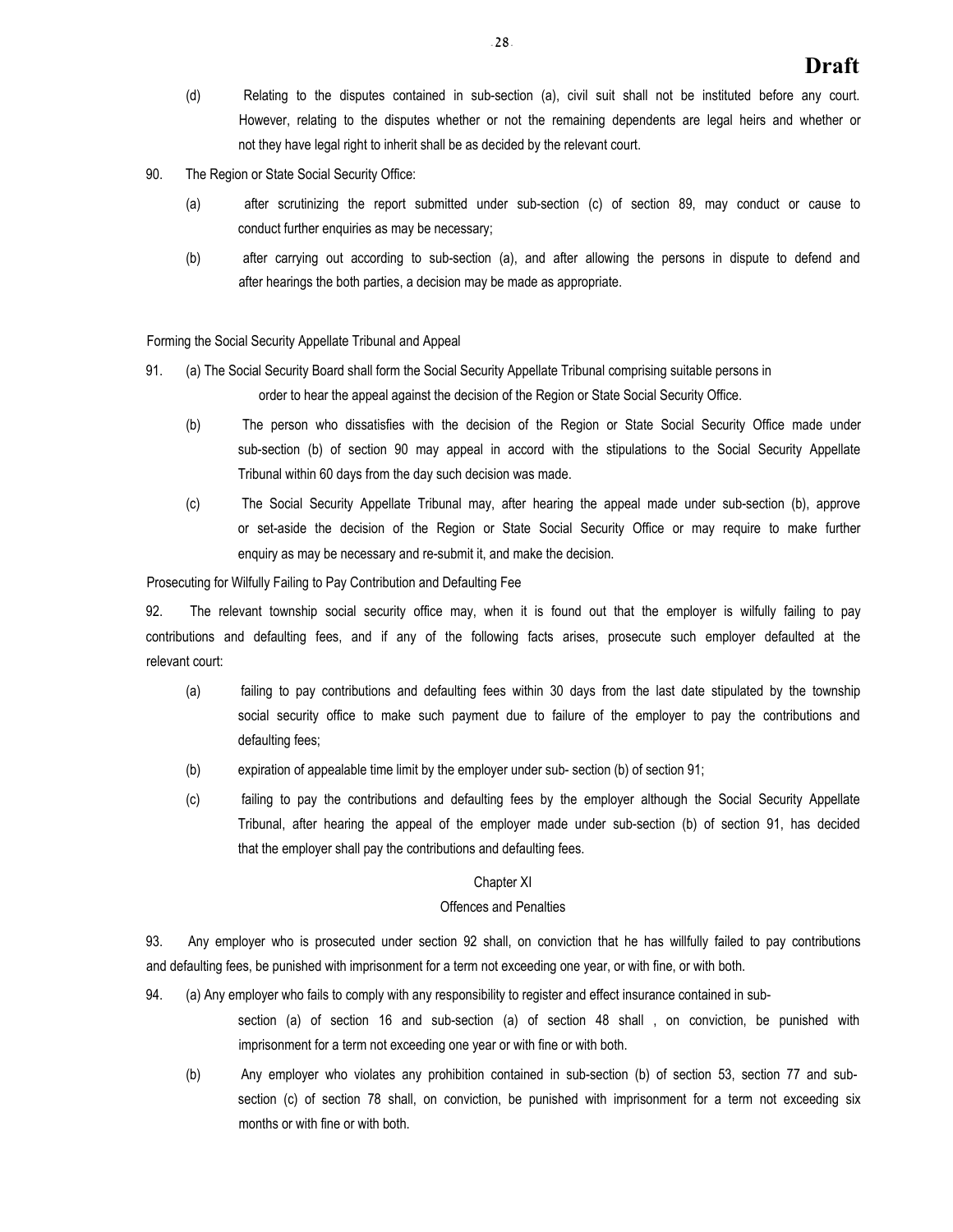(d) Relating to the disputes contained in sub-section (a), civil suit shall not be instituted before any court. However, relating to the disputes whether or not the remaining dependents are legal heirs and whether or not they have legal right to inherit shall be as decided by the relevant court.

90. The Region or State Social Security Office:

(a) after scrutinizing the report submitted under sub-section (c) of section 89, may conduct or cause to conduct further enquiries as may be necessary;

(b) after carrying out according to sub-section (a), and after allowing the persons in dispute to defend and after hearings the both parties, a decision may be made as appropriate.

Forming the Social Security Appellate Tribunal and Appeal

91. (a) The Social Security Board shall form the Social Security Appellate Tribunal comprising suitable persons in order to hear the appeal against the decision of the Region or State Social Security Office.

(b) The person who dissatisfies with the decision of the Region or State Social Security Office made under sub-section (b) of section 90 may appeal in accord with the stipulations to the Social Security Appellate Tribunal within 60 days from the day such decision was made.

(c) The Social Security Appellate Tribunal may, after hearing the appeal made under sub-section (b), approve or set-aside the decision of the Region or State Social Security Office or may require to make further enquiry as may be necessary and re-submit it, and make the decision.

Prosecuting for Wilfully Failing to Pay Contribution and Defaulting Fee

92. The relevant township social security office may, when it is found out that the employer is wilfully failing to pay contributions and defaulting fees, and if any of the following facts arises, prosecute such employer defaulted at the relevant court:

(a) failing to pay contributions and defaulting fees within 30 days from the last date stipulated by the township social security office to make such payment due to failure of the employer to pay the contributions and defaulting fees;

(b) expiration of appealable time limit by the employer under sub- section (b) of section 91;

(c) failing to pay the contributions and defaulting fees by the employer although the Social Security Appellate Tribunal, after hearing the appeal of the employer made under sub-section (b) of section 91, has decided that the employer shall pay the contributions and defaulting fees.

## Chapter XI
## Offences and Penalties

93. Any employer who is prosecuted under section 92 shall, on conviction that he has willfully failed to pay contributions and defaulting fees, be punished with imprisonment for a term not exceeding one year, or with fine, or with both.

94. (a) Any employer who fails to comply with any responsibility to register and effect insurance contained in sub-section (a) of section 16 and sub-section (a) of section 48 shall , on conviction, be punished with imprisonment for a term not exceeding one year or with fine or with both.

(b) Any employer who violates any prohibition contained in sub-section (b) of section 53, section 77 and sub-section (c) of section 78 shall, on conviction, be punished with imprisonment for a term not exceeding six months or with fine or with both.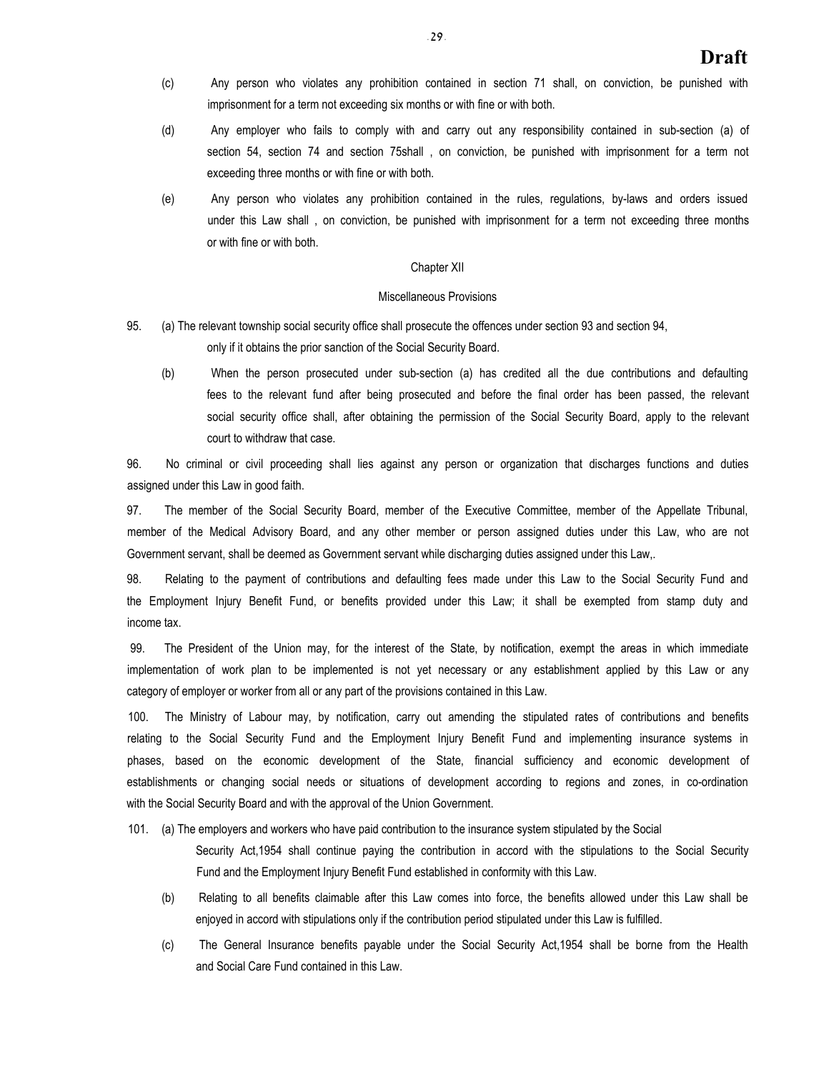(c) Any person who violates any prohibition contained in section 71 shall, on conviction, be punished with imprisonment for a term not exceeding six months or with fine or with both.

(d) Any employer who fails to comply with and carry out any responsibility contained in sub-section (a) of section 54, section 74 and section 75shall , on conviction, be punished with imprisonment for a term not exceeding three months or with fine or with both.

(e) Any person who violates any prohibition contained in the rules, regulations, by-laws and orders issued under this Law shall , on conviction, be punished with imprisonment for a term not exceeding three months or with fine or with both.

## Chapter XII

## Miscellaneous Provisions

95. (a) The relevant township social security office shall prosecute the offences under section 93 and section 94, only if it obtains the prior sanction of the Social Security Board.

(b) When the person prosecuted under sub-section (a) has credited all the due contributions and defaulting fees to the relevant fund after being prosecuted and before the final order has been passed, the relevant social security office shall, after obtaining the permission of the Social Security Board, apply to the relevant court to withdraw that case.

96. No criminal or civil proceeding shall lies against any person or organization that discharges functions and duties assigned under this Law in good faith.

97. The member of the Social Security Board, member of the Executive Committee, member of the Appellate Tribunal, member of the Medical Advisory Board, and any other member or person assigned duties under this Law, who are not Government servant, shall be deemed as Government servant while discharging duties assigned under this Law,.

98. Relating to the payment of contributions and defaulting fees made under this Law to the Social Security Fund and the Employment Injury Benefit Fund, or benefits provided under this Law; it shall be exempted from stamp duty and income tax.

99. The President of the Union may, for the interest of the State, by notification, exempt the areas in which immediate implementation of work plan to be implemented is not yet necessary or any establishment applied by this Law or any category of employer or worker from all or any part of the provisions contained in this Law.

100. The Ministry of Labour may, by notification, carry out amending the stipulated rates of contributions and benefits relating to the Social Security Fund and the Employment Injury Benefit Fund and implementing insurance systems in phases, based on the economic development of the State, financial sufficiency and economic development of establishments or changing social needs or situations of development according to regions and zones, in co-ordination with the Social Security Board and with the approval of the Union Government.

101. (a) The employers and workers who have paid contribution to the insurance system stipulated by the Social Security Act,1954 shall continue paying the contribution in accord with the stipulations to the Social Security Fund and the Employment Injury Benefit Fund established in conformity with this Law.

(b) Relating to all benefits claimable after this Law comes into force, the benefits allowed under this Law shall be enjoyed in accord with stipulations only if the contribution period stipulated under this Law is fulfilled.

(c) The General Insurance benefits payable under the Social Security Act,1954 shall be borne from the Health and Social Care Fund contained in this Law.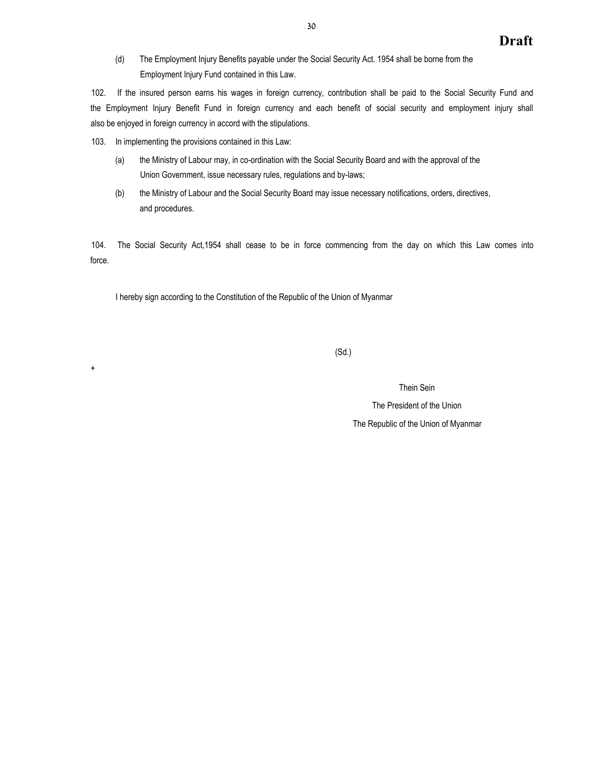**Draft**

(d) The Employment Injury Benefits payable under the Social Security Act. 1954 shall be borne from the Employment Injury Fund contained in this Law.

102. If the insured person earns his wages in foreign currency, contribution shall be paid to the Social Security Fund and the Employment Injury Benefit Fund in foreign currency and each benefit of social security and employment injury shall also be enjoyed in foreign currency in accord with the stipulations.

103. In implementing the provisions contained in this Law:

(a) the Ministry of Labour may, in co-ordination with the Social Security Board and with the approval of the Union Government, issue necessary rules, regulations and by-laws;

(b) the Ministry of Labour and the Social Security Board may issue necessary notifications, orders, directives, and procedures.

104. The Social Security Act,1954 shall cease to be in force commencing from the day on which this Law comes into force.

I hereby sign according to the Constitution of the Republic of the Union of Myanmar

(Sd.)

+

Thein Sein

The President of the Union

The Republic of the Union of Myanmar